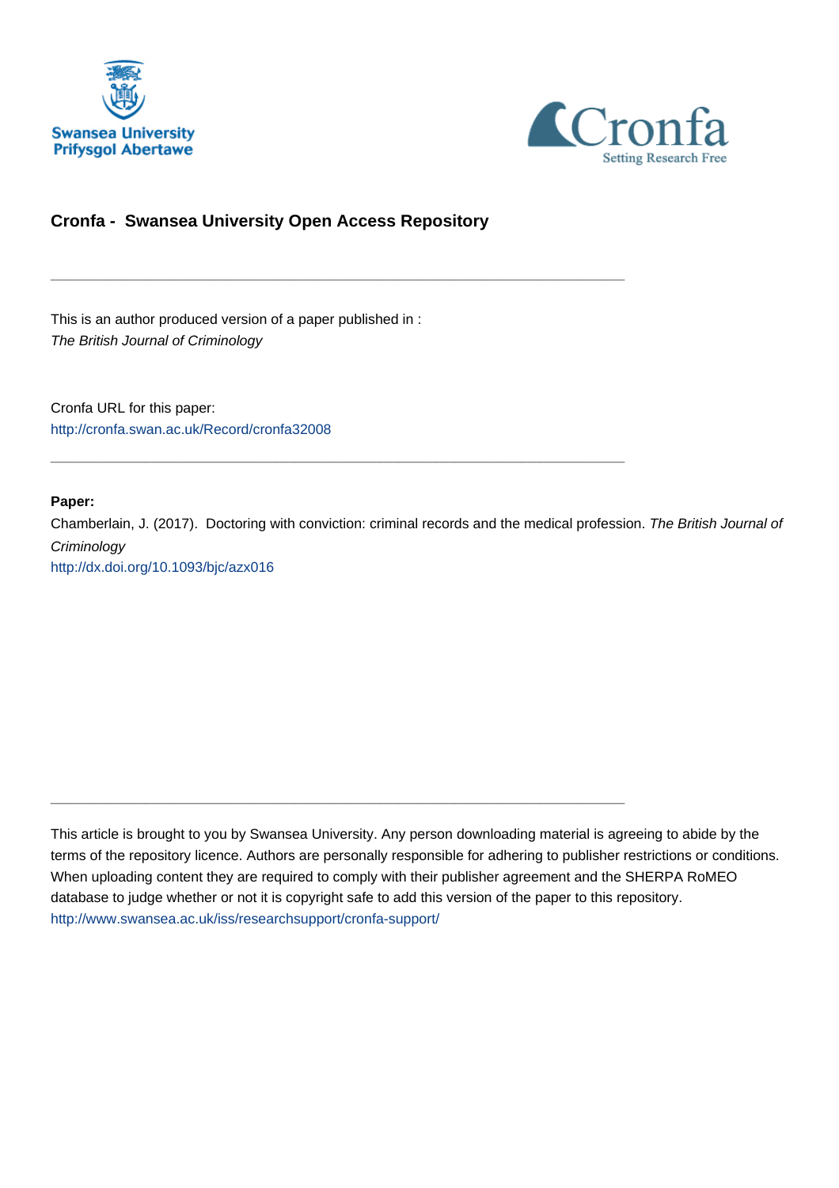Swansea University
Prifysgol Abertawe

Cronfa
Setting Research Free

# Cronfa - Swansea University Open Access Repository

---

This is an author produced version of a paper published in :
*The British Journal of Criminology*

Cronfa URL for this paper:
http://cronfa.swan.ac.uk/Record/cronfa32008

---

**Paper:**

Chamberlain, J. (2017). Doctoring with conviction: criminal records and the medical profession. *The British Journal of Criminology*
http://dx.doi.org/10.1093/bjc/azx016

---

This article is brought to you by Swansea University. Any person downloading material is agreeing to abide by the terms of the repository licence. Authors are personally responsible for adhering to publisher restrictions or conditions. When uploading content they are required to comply with their publisher agreement and the SHERPA RoMEO database to judge whether or not it is copyright safe to add this version of the paper to this repository.
http://www.swansea.ac.uk/iss/researchsupport/cronfa-support/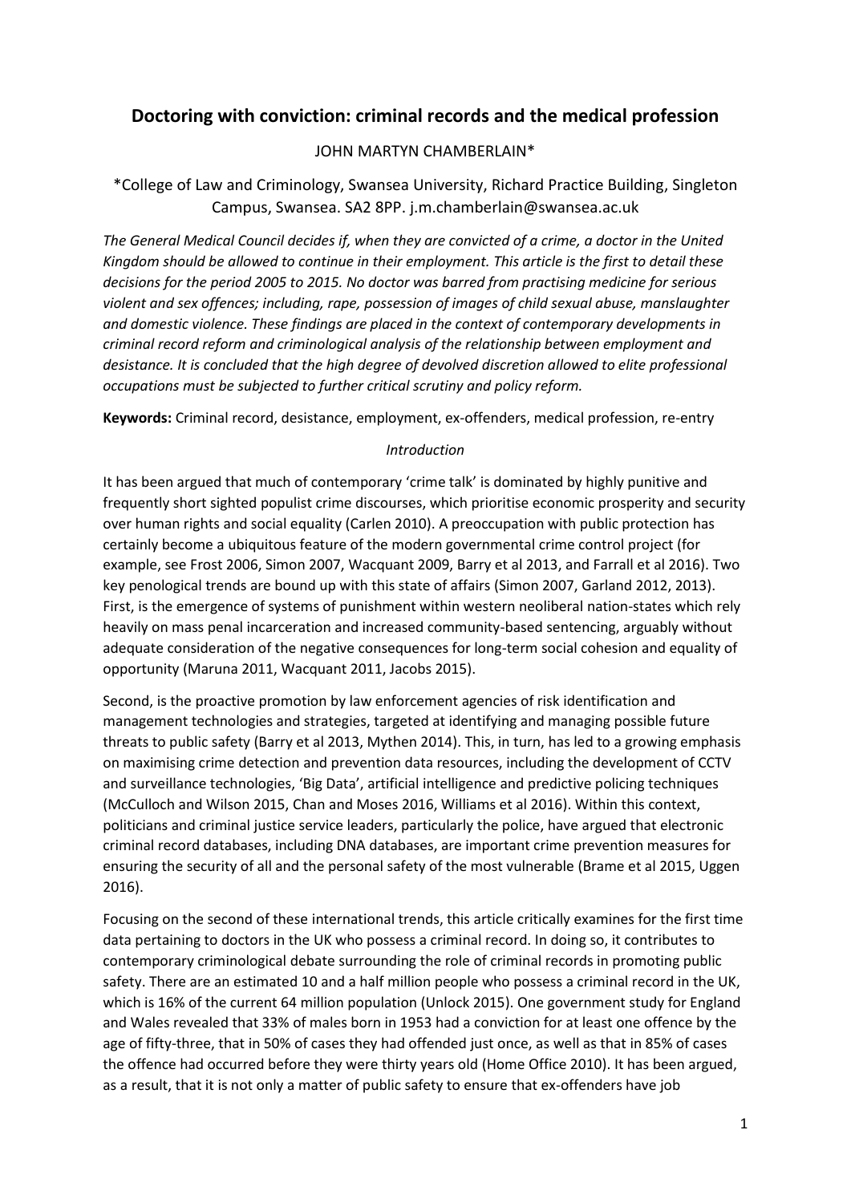# Doctoring with conviction: criminal records and the medical profession

JOHN MARTYN CHAMBERLAIN*

*College of Law and Criminology, Swansea University, Richard Practice Building, Singleton Campus, Swansea. SA2 8PP. j.m.chamberlain@swansea.ac.uk

*The General Medical Council decides if, when they are convicted of a crime, a doctor in the United Kingdom should be allowed to continue in their employment. This article is the first to detail these decisions for the period 2005 to 2015. No doctor was barred from practising medicine for serious violent and sex offences; including, rape, possession of images of child sexual abuse, manslaughter and domestic violence. These findings are placed in the context of contemporary developments in criminal record reform and criminological analysis of the relationship between employment and desistance. It is concluded that the high degree of devolved discretion allowed to elite professional occupations must be subjected to further critical scrutiny and policy reform.*

**Keywords:** Criminal record, desistance, employment, ex-offenders, medical profession, re-entry

*Introduction*

It has been argued that much of contemporary 'crime talk' is dominated by highly punitive and frequently short sighted populist crime discourses, which prioritise economic prosperity and security over human rights and social equality (Carlen 2010). A preoccupation with public protection has certainly become a ubiquitous feature of the modern governmental crime control project (for example, see Frost 2006, Simon 2007, Wacquant 2009, Barry et al 2013, and Farrall et al 2016). Two key penological trends are bound up with this state of affairs (Simon 2007, Garland 2012, 2013). First, is the emergence of systems of punishment within western neoliberal nation-states which rely heavily on mass penal incarceration and increased community-based sentencing, arguably without adequate consideration of the negative consequences for long-term social cohesion and equality of opportunity (Maruna 2011, Wacquant 2011, Jacobs 2015).

Second, is the proactive promotion by law enforcement agencies of risk identification and management technologies and strategies, targeted at identifying and managing possible future threats to public safety (Barry et al 2013, Mythen 2014). This, in turn, has led to a growing emphasis on maximising crime detection and prevention data resources, including the development of CCTV and surveillance technologies, 'Big Data', artificial intelligence and predictive policing techniques (McCulloch and Wilson 2015, Chan and Moses 2016, Williams et al 2016). Within this context, politicians and criminal justice service leaders, particularly the police, have argued that electronic criminal record databases, including DNA databases, are important crime prevention measures for ensuring the security of all and the personal safety of the most vulnerable (Brame et al 2015, Uggen 2016).

Focusing on the second of these international trends, this article critically examines for the first time data pertaining to doctors in the UK who possess a criminal record. In doing so, it contributes to contemporary criminological debate surrounding the role of criminal records in promoting public safety. There are an estimated 10 and a half million people who possess a criminal record in the UK, which is 16% of the current 64 million population (Unlock 2015). One government study for England and Wales revealed that 33% of males born in 1953 had a conviction for at least one offence by the age of fifty-three, that in 50% of cases they had offended just once, as well as that in 85% of cases the offence had occurred before they were thirty years old (Home Office 2010). It has been argued, as a result, that it is not only a matter of public safety to ensure that ex-offenders have job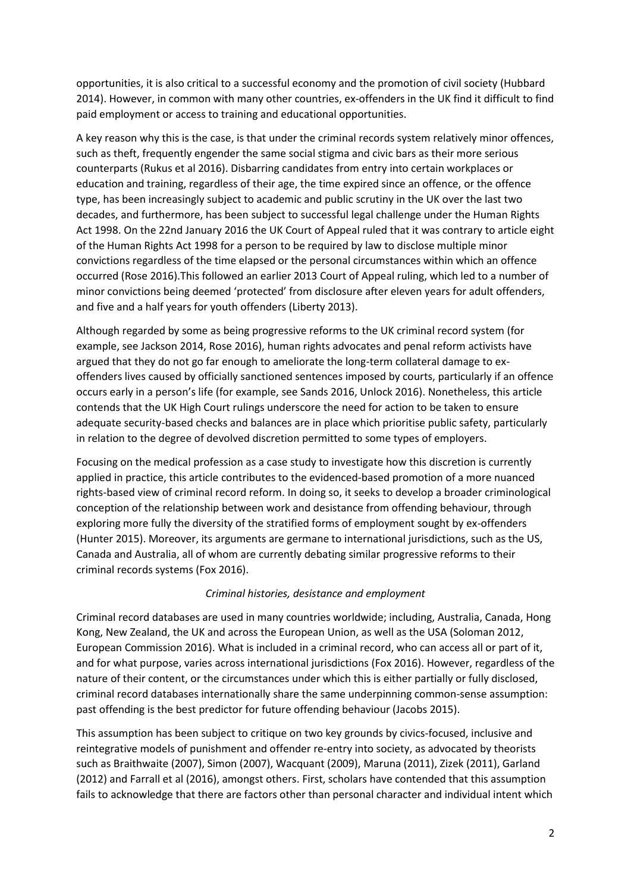opportunities, it is also critical to a successful economy and the promotion of civil society (Hubbard 2014). However, in common with many other countries, ex-offenders in the UK find it difficult to find paid employment or access to training and educational opportunities.

A key reason why this is the case, is that under the criminal records system relatively minor offences, such as theft, frequently engender the same social stigma and civic bars as their more serious counterparts (Rukus et al 2016). Disbarring candidates from entry into certain workplaces or education and training, regardless of their age, the time expired since an offence, or the offence type, has been increasingly subject to academic and public scrutiny in the UK over the last two decades, and furthermore, has been subject to successful legal challenge under the Human Rights Act 1998. On the 22nd January 2016 the UK Court of Appeal ruled that it was contrary to article eight of the Human Rights Act 1998 for a person to be required by law to disclose multiple minor convictions regardless of the time elapsed or the personal circumstances within which an offence occurred (Rose 2016).This followed an earlier 2013 Court of Appeal ruling, which led to a number of minor convictions being deemed 'protected' from disclosure after eleven years for adult offenders, and five and a half years for youth offenders (Liberty 2013).

Although regarded by some as being progressive reforms to the UK criminal record system (for example, see Jackson 2014, Rose 2016), human rights advocates and penal reform activists have argued that they do not go far enough to ameliorate the long-term collateral damage to ex-offenders lives caused by officially sanctioned sentences imposed by courts, particularly if an offence occurs early in a person's life (for example, see Sands 2016, Unlock 2016). Nonetheless, this article contends that the UK High Court rulings underscore the need for action to be taken to ensure adequate security-based checks and balances are in place which prioritise public safety, particularly in relation to the degree of devolved discretion permitted to some types of employers.

Focusing on the medical profession as a case study to investigate how this discretion is currently applied in practice, this article contributes to the evidenced-based promotion of a more nuanced rights-based view of criminal record reform. In doing so, it seeks to develop a broader criminological conception of the relationship between work and desistance from offending behaviour, through exploring more fully the diversity of the stratified forms of employment sought by ex-offenders (Hunter 2015). Moreover, its arguments are germane to international jurisdictions, such as the US, Canada and Australia, all of whom are currently debating similar progressive reforms to their criminal records systems (Fox 2016).

### *Criminal histories, desistance and employment*

Criminal record databases are used in many countries worldwide; including, Australia, Canada, Hong Kong, New Zealand, the UK and across the European Union, as well as the USA (Soloman 2012, European Commission 2016). What is included in a criminal record, who can access all or part of it, and for what purpose, varies across international jurisdictions (Fox 2016). However, regardless of the nature of their content, or the circumstances under which this is either partially or fully disclosed, criminal record databases internationally share the same underpinning common-sense assumption: past offending is the best predictor for future offending behaviour (Jacobs 2015).

This assumption has been subject to critique on two key grounds by civics-focused, inclusive and reintegrative models of punishment and offender re-entry into society, as advocated by theorists such as Braithwaite (2007), Simon (2007), Wacquant (2009), Maruna (2011), Zizek (2011), Garland (2012) and Farrall et al (2016), amongst others. First, scholars have contended that this assumption fails to acknowledge that there are factors other than personal character and individual intent which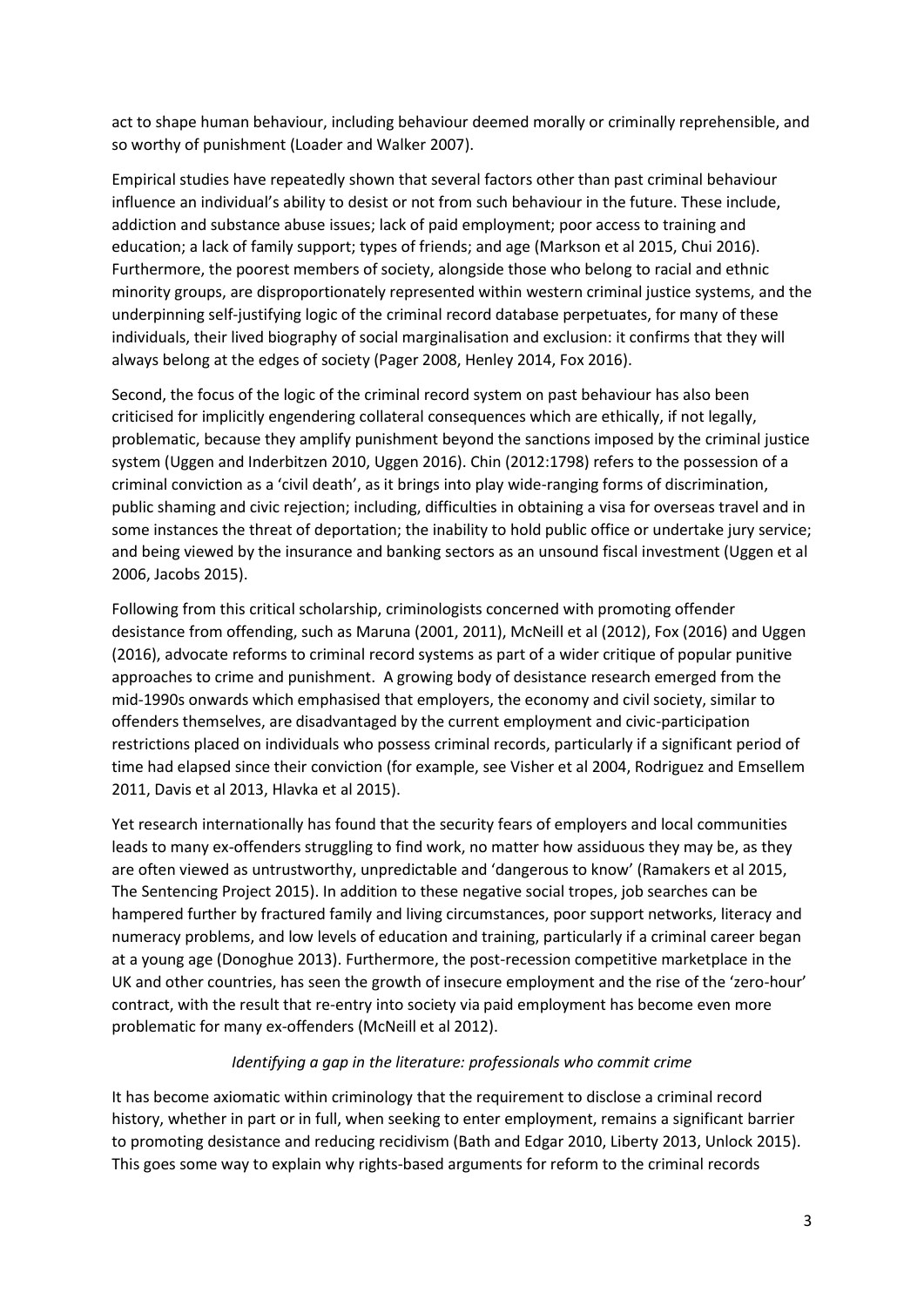act to shape human behaviour, including behaviour deemed morally or criminally reprehensible, and so worthy of punishment (Loader and Walker 2007).

Empirical studies have repeatedly shown that several factors other than past criminal behaviour influence an individual's ability to desist or not from such behaviour in the future. These include, addiction and substance abuse issues; lack of paid employment; poor access to training and education; a lack of family support; types of friends; and age (Markson et al 2015, Chui 2016). Furthermore, the poorest members of society, alongside those who belong to racial and ethnic minority groups, are disproportionately represented within western criminal justice systems, and the underpinning self-justifying logic of the criminal record database perpetuates, for many of these individuals, their lived biography of social marginalisation and exclusion: it confirms that they will always belong at the edges of society (Pager 2008, Henley 2014, Fox 2016).

Second, the focus of the logic of the criminal record system on past behaviour has also been criticised for implicitly engendering collateral consequences which are ethically, if not legally, problematic, because they amplify punishment beyond the sanctions imposed by the criminal justice system (Uggen and Inderbitzen 2010, Uggen 2016). Chin (2012:1798) refers to the possession of a criminal conviction as a 'civil death', as it brings into play wide-ranging forms of discrimination, public shaming and civic rejection; including, difficulties in obtaining a visa for overseas travel and in some instances the threat of deportation; the inability to hold public office or undertake jury service; and being viewed by the insurance and banking sectors as an unsound fiscal investment (Uggen et al 2006, Jacobs 2015).

Following from this critical scholarship, criminologists concerned with promoting offender desistance from offending, such as Maruna (2001, 2011), McNeill et al (2012), Fox (2016) and Uggen (2016), advocate reforms to criminal record systems as part of a wider critique of popular punitive approaches to crime and punishment. A growing body of desistance research emerged from the mid-1990s onwards which emphasised that employers, the economy and civil society, similar to offenders themselves, are disadvantaged by the current employment and civic-participation restrictions placed on individuals who possess criminal records, particularly if a significant period of time had elapsed since their conviction (for example, see Visher et al 2004, Rodriguez and Emsellem 2011, Davis et al 2013, Hlavka et al 2015).

Yet research internationally has found that the security fears of employers and local communities leads to many ex-offenders struggling to find work, no matter how assiduous they may be, as they are often viewed as untrustworthy, unpredictable and 'dangerous to know' (Ramakers et al 2015, The Sentencing Project 2015). In addition to these negative social tropes, job searches can be hampered further by fractured family and living circumstances, poor support networks, literacy and numeracy problems, and low levels of education and training, particularly if a criminal career began at a young age (Donoghue 2013). Furthermore, the post-recession competitive marketplace in the UK and other countries, has seen the growth of insecure employment and the rise of the 'zero-hour' contract, with the result that re-entry into society via paid employment has become even more problematic for many ex-offenders (McNeill et al 2012).

### *Identifying a gap in the literature: professionals who commit crime*

It has become axiomatic within criminology that the requirement to disclose a criminal record history, whether in part or in full, when seeking to enter employment, remains a significant barrier to promoting desistance and reducing recidivism (Bath and Edgar 2010, Liberty 2013, Unlock 2015). This goes some way to explain why rights-based arguments for reform to the criminal records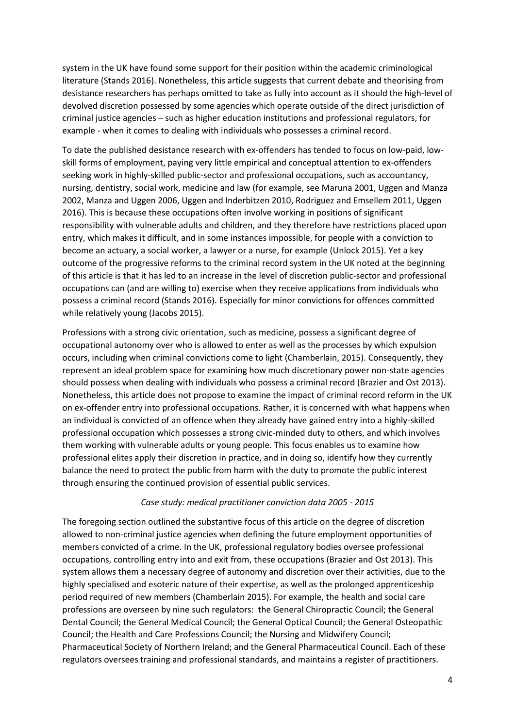system in the UK have found some support for their position within the academic criminological literature (Stands 2016). Nonetheless, this article suggests that current debate and theorising from desistance researchers has perhaps omitted to take as fully into account as it should the high-level of devolved discretion possessed by some agencies which operate outside of the direct jurisdiction of criminal justice agencies – such as higher education institutions and professional regulators, for example - when it comes to dealing with individuals who possesses a criminal record.

To date the published desistance research with ex-offenders has tended to focus on low-paid, low-skill forms of employment, paying very little empirical and conceptual attention to ex-offenders seeking work in highly-skilled public-sector and professional occupations, such as accountancy, nursing, dentistry, social work, medicine and law (for example, see Maruna 2001, Uggen and Manza 2002, Manza and Uggen 2006, Uggen and Inderbitzen 2010, Rodriguez and Emsellem 2011, Uggen 2016). This is because these occupations often involve working in positions of significant responsibility with vulnerable adults and children, and they therefore have restrictions placed upon entry, which makes it difficult, and in some instances impossible, for people with a conviction to become an actuary, a social worker, a lawyer or a nurse, for example (Unlock 2015). Yet a key outcome of the progressive reforms to the criminal record system in the UK noted at the beginning of this article is that it has led to an increase in the level of discretion public-sector and professional occupations can (and are willing to) exercise when they receive applications from individuals who possess a criminal record (Stands 2016). Especially for minor convictions for offences committed while relatively young (Jacobs 2015).

Professions with a strong civic orientation, such as medicine, possess a significant degree of occupational autonomy over who is allowed to enter as well as the processes by which expulsion occurs, including when criminal convictions come to light (Chamberlain, 2015). Consequently, they represent an ideal problem space for examining how much discretionary power non-state agencies should possess when dealing with individuals who possess a criminal record (Brazier and Ost 2013). Nonetheless, this article does not propose to examine the impact of criminal record reform in the UK on ex-offender entry into professional occupations. Rather, it is concerned with what happens when an individual is convicted of an offence when they already have gained entry into a highly-skilled professional occupation which possesses a strong civic-minded duty to others, and which involves them working with vulnerable adults or young people. This focus enables us to examine how professional elites apply their discretion in practice, and in doing so, identify how they currently balance the need to protect the public from harm with the duty to promote the public interest through ensuring the continued provision of essential public services.

*Case study: medical practitioner conviction data 2005 - 2015*

The foregoing section outlined the substantive focus of this article on the degree of discretion allowed to non-criminal justice agencies when defining the future employment opportunities of members convicted of a crime. In the UK, professional regulatory bodies oversee professional occupations, controlling entry into and exit from, these occupations (Brazier and Ost 2013). This system allows them a necessary degree of autonomy and discretion over their activities, due to the highly specialised and esoteric nature of their expertise, as well as the prolonged apprenticeship period required of new members (Chamberlain 2015). For example, the health and social care professions are overseen by nine such regulators: the General Chiropractic Council; the General Dental Council; the General Medical Council; the General Optical Council; the General Osteopathic Council; the Health and Care Professions Council; the Nursing and Midwifery Council; Pharmaceutical Society of Northern Ireland; and the General Pharmaceutical Council. Each of these regulators oversees training and professional standards, and maintains a register of practitioners.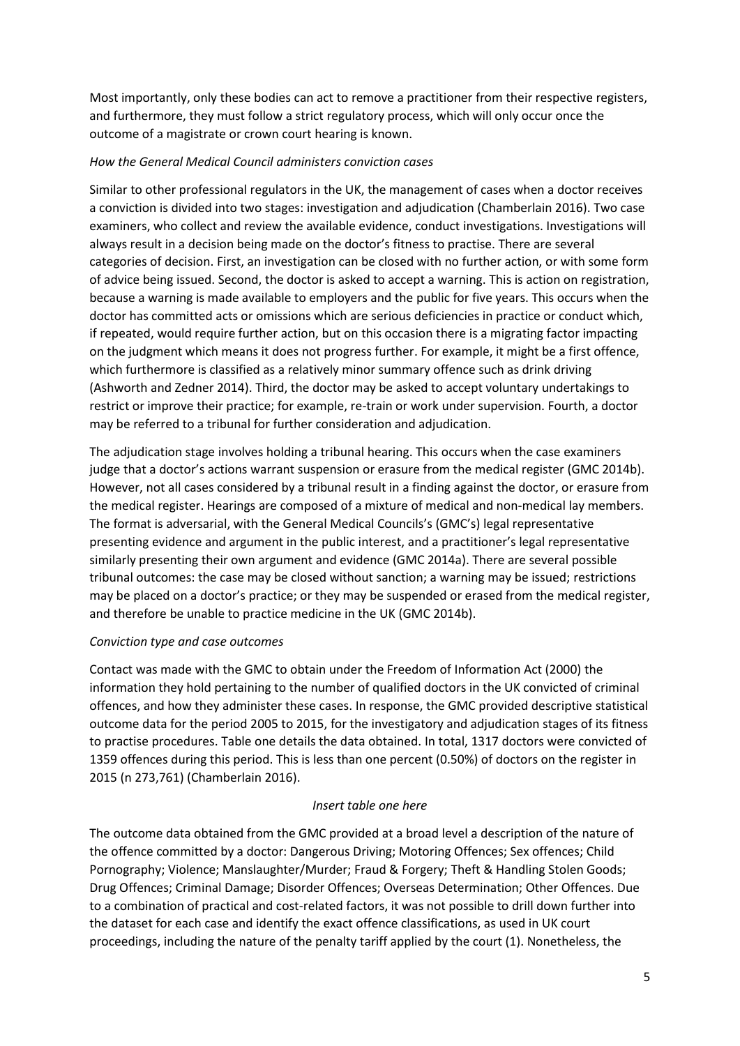Most importantly, only these bodies can act to remove a practitioner from their respective registers, and furthermore, they must follow a strict regulatory process, which will only occur once the outcome of a magistrate or crown court hearing is known.

*How the General Medical Council administers conviction cases*

Similar to other professional regulators in the UK, the management of cases when a doctor receives a conviction is divided into two stages: investigation and adjudication (Chamberlain 2016). Two case examiners, who collect and review the available evidence, conduct investigations. Investigations will always result in a decision being made on the doctor's fitness to practise. There are several categories of decision. First, an investigation can be closed with no further action, or with some form of advice being issued. Second, the doctor is asked to accept a warning. This is action on registration, because a warning is made available to employers and the public for five years. This occurs when the doctor has committed acts or omissions which are serious deficiencies in practice or conduct which, if repeated, would require further action, but on this occasion there is a migrating factor impacting on the judgment which means it does not progress further. For example, it might be a first offence, which furthermore is classified as a relatively minor summary offence such as drink driving (Ashworth and Zedner 2014). Third, the doctor may be asked to accept voluntary undertakings to restrict or improve their practice; for example, re-train or work under supervision. Fourth, a doctor may be referred to a tribunal for further consideration and adjudication.

The adjudication stage involves holding a tribunal hearing. This occurs when the case examiners judge that a doctor's actions warrant suspension or erasure from the medical register (GMC 2014b). However, not all cases considered by a tribunal result in a finding against the doctor, or erasure from the medical register. Hearings are composed of a mixture of medical and non-medical lay members. The format is adversarial, with the General Medical Councils's (GMC's) legal representative presenting evidence and argument in the public interest, and a practitioner's legal representative similarly presenting their own argument and evidence (GMC 2014a). There are several possible tribunal outcomes: the case may be closed without sanction; a warning may be issued; restrictions may be placed on a doctor's practice; or they may be suspended or erased from the medical register, and therefore be unable to practice medicine in the UK (GMC 2014b).

*Conviction type and case outcomes*

Contact was made with the GMC to obtain under the Freedom of Information Act (2000) the information they hold pertaining to the number of qualified doctors in the UK convicted of criminal offences, and how they administer these cases. In response, the GMC provided descriptive statistical outcome data for the period 2005 to 2015, for the investigatory and adjudication stages of its fitness to practise procedures. Table one details the data obtained. In total, 1317 doctors were convicted of 1359 offences during this period. This is less than one percent (0.50%) of doctors on the register in 2015 (n 273,761) (Chamberlain 2016).

*Insert table one here*

The outcome data obtained from the GMC provided at a broad level a description of the nature of the offence committed by a doctor: Dangerous Driving; Motoring Offences; Sex offences; Child Pornography; Violence; Manslaughter/Murder; Fraud & Forgery; Theft & Handling Stolen Goods; Drug Offences; Criminal Damage; Disorder Offences; Overseas Determination; Other Offences. Due to a combination of practical and cost-related factors, it was not possible to drill down further into the dataset for each case and identify the exact offence classifications, as used in UK court proceedings, including the nature of the penalty tariff applied by the court (1). Nonetheless, the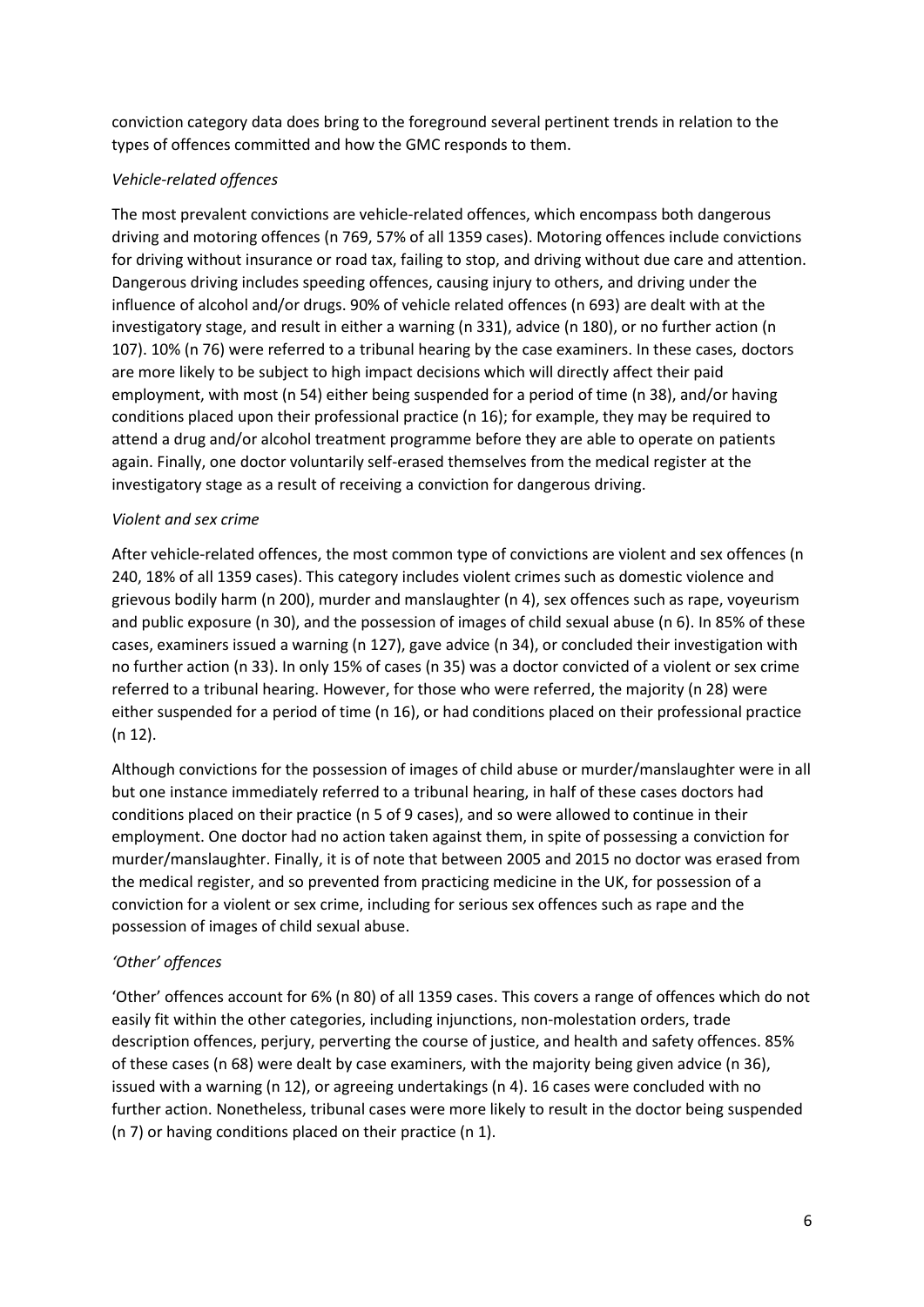conviction category data does bring to the foreground several pertinent trends in relation to the types of offences committed and how the GMC responds to them.

*Vehicle-related offences*

The most prevalent convictions are vehicle-related offences, which encompass both dangerous driving and motoring offences (n 769, 57% of all 1359 cases). Motoring offences include convictions for driving without insurance or road tax, failing to stop, and driving without due care and attention. Dangerous driving includes speeding offences, causing injury to others, and driving under the influence of alcohol and/or drugs. 90% of vehicle related offences (n 693) are dealt with at the investigatory stage, and result in either a warning (n 331), advice (n 180), or no further action (n 107). 10% (n 76) were referred to a tribunal hearing by the case examiners. In these cases, doctors are more likely to be subject to high impact decisions which will directly affect their paid employment, with most (n 54) either being suspended for a period of time (n 38), and/or having conditions placed upon their professional practice (n 16); for example, they may be required to attend a drug and/or alcohol treatment programme before they are able to operate on patients again. Finally, one doctor voluntarily self-erased themselves from the medical register at the investigatory stage as a result of receiving a conviction for dangerous driving.

*Violent and sex crime*

After vehicle-related offences, the most common type of convictions are violent and sex offences (n 240, 18% of all 1359 cases). This category includes violent crimes such as domestic violence and grievous bodily harm (n 200), murder and manslaughter (n 4), sex offences such as rape, voyeurism and public exposure (n 30), and the possession of images of child sexual abuse (n 6). In 85% of these cases, examiners issued a warning (n 127), gave advice (n 34), or concluded their investigation with no further action (n 33). In only 15% of cases (n 35) was a doctor convicted of a violent or sex crime referred to a tribunal hearing. However, for those who were referred, the majority (n 28) were either suspended for a period of time (n 16), or had conditions placed on their professional practice (n 12).

Although convictions for the possession of images of child abuse or murder/manslaughter were in all but one instance immediately referred to a tribunal hearing, in half of these cases doctors had conditions placed on their practice (n 5 of 9 cases), and so were allowed to continue in their employment. One doctor had no action taken against them, in spite of possessing a conviction for murder/manslaughter. Finally, it is of note that between 2005 and 2015 no doctor was erased from the medical register, and so prevented from practicing medicine in the UK, for possession of a conviction for a violent or sex crime, including for serious sex offences such as rape and the possession of images of child sexual abuse.

*'Other' offences*

'Other' offences account for 6% (n 80) of all 1359 cases. This covers a range of offences which do not easily fit within the other categories, including injunctions, non-molestation orders, trade description offences, perjury, perverting the course of justice, and health and safety offences. 85% of these cases (n 68) were dealt by case examiners, with the majority being given advice (n 36), issued with a warning (n 12), or agreeing undertakings (n 4). 16 cases were concluded with no further action. Nonetheless, tribunal cases were more likely to result in the doctor being suspended (n 7) or having conditions placed on their practice (n 1).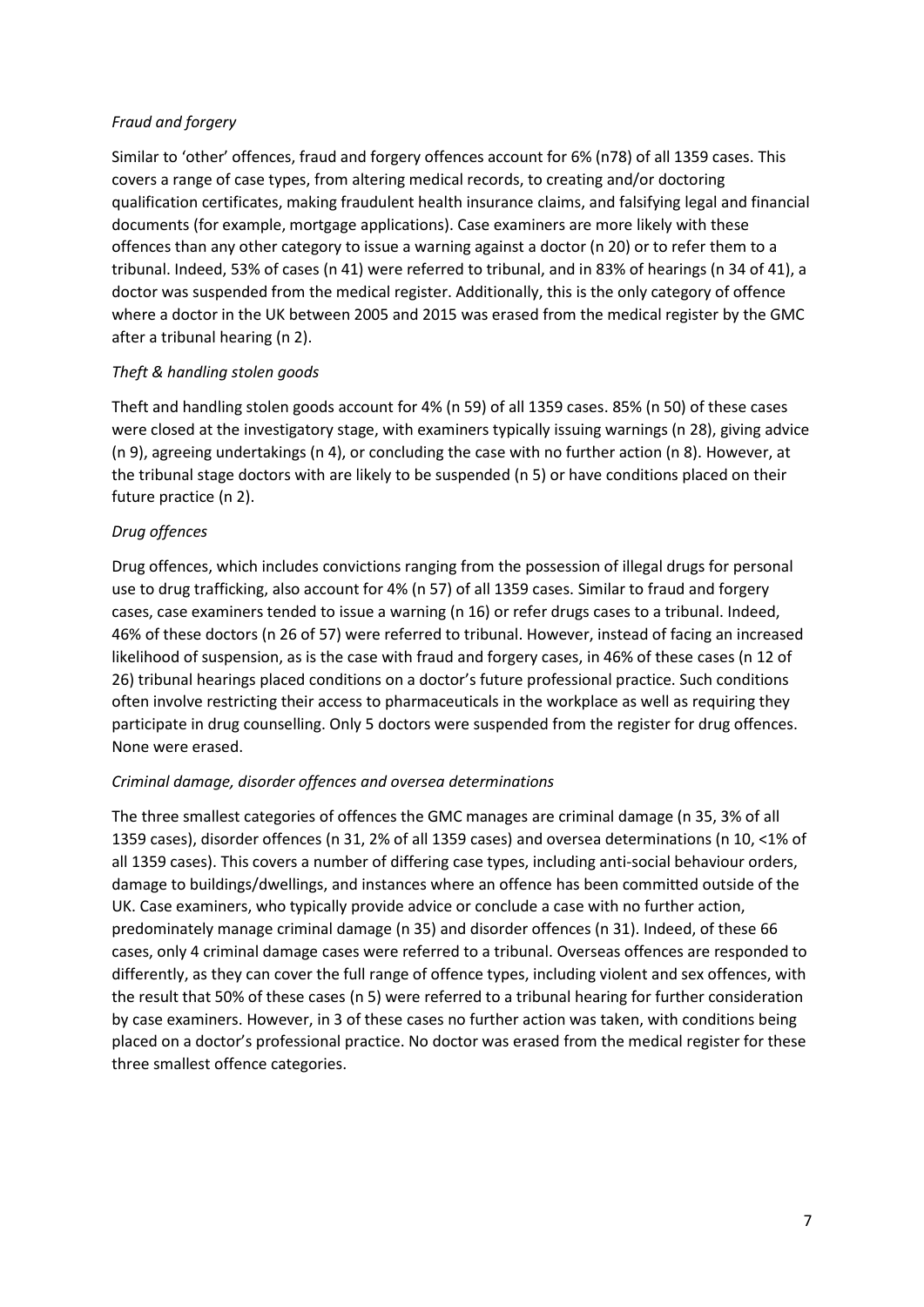*Fraud and forgery*

Similar to 'other' offences, fraud and forgery offences account for 6% (n78) of all 1359 cases. This covers a range of case types, from altering medical records, to creating and/or doctoring qualification certificates, making fraudulent health insurance claims, and falsifying legal and financial documents (for example, mortgage applications). Case examiners are more likely with these offences than any other category to issue a warning against a doctor (n 20) or to refer them to a tribunal. Indeed, 53% of cases (n 41) were referred to tribunal, and in 83% of hearings (n 34 of 41), a doctor was suspended from the medical register. Additionally, this is the only category of offence where a doctor in the UK between 2005 and 2015 was erased from the medical register by the GMC after a tribunal hearing (n 2).

*Theft & handling stolen goods*

Theft and handling stolen goods account for 4% (n 59) of all 1359 cases. 85% (n 50) of these cases were closed at the investigatory stage, with examiners typically issuing warnings (n 28), giving advice (n 9), agreeing undertakings (n 4), or concluding the case with no further action (n 8). However, at the tribunal stage doctors with are likely to be suspended (n 5) or have conditions placed on their future practice (n 2).

*Drug offences*

Drug offences, which includes convictions ranging from the possession of illegal drugs for personal use to drug trafficking, also account for 4% (n 57) of all 1359 cases. Similar to fraud and forgery cases, case examiners tended to issue a warning (n 16) or refer drugs cases to a tribunal. Indeed, 46% of these doctors (n 26 of 57) were referred to tribunal. However, instead of facing an increased likelihood of suspension, as is the case with fraud and forgery cases, in 46% of these cases (n 12 of 26) tribunal hearings placed conditions on a doctor's future professional practice. Such conditions often involve restricting their access to pharmaceuticals in the workplace as well as requiring they participate in drug counselling. Only 5 doctors were suspended from the register for drug offences. None were erased.

*Criminal damage, disorder offences and oversea determinations*

The three smallest categories of offences the GMC manages are criminal damage (n 35, 3% of all 1359 cases), disorder offences (n 31, 2% of all 1359 cases) and oversea determinations (n 10, <1% of all 1359 cases). This covers a number of differing case types, including anti-social behaviour orders, damage to buildings/dwellings, and instances where an offence has been committed outside of the UK. Case examiners, who typically provide advice or conclude a case with no further action, predominately manage criminal damage (n 35) and disorder offences (n 31). Indeed, of these 66 cases, only 4 criminal damage cases were referred to a tribunal. Overseas offences are responded to differently, as they can cover the full range of offence types, including violent and sex offences, with the result that 50% of these cases (n 5) were referred to a tribunal hearing for further consideration by case examiners. However, in 3 of these cases no further action was taken, with conditions being placed on a doctor's professional practice. No doctor was erased from the medical register for these three smallest offence categories.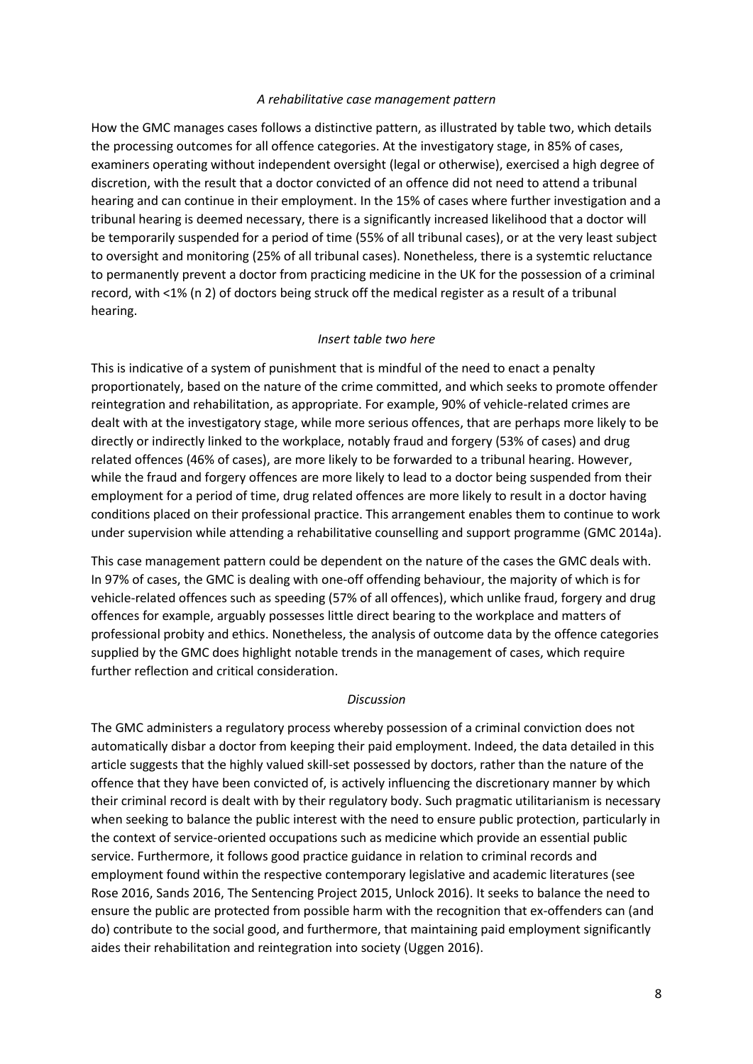*A rehabilitative case management pattern*

How the GMC manages cases follows a distinctive pattern, as illustrated by table two, which details the processing outcomes for all offence categories. At the investigatory stage, in 85% of cases, examiners operating without independent oversight (legal or otherwise), exercised a high degree of discretion, with the result that a doctor convicted of an offence did not need to attend a tribunal hearing and can continue in their employment. In the 15% of cases where further investigation and a tribunal hearing is deemed necessary, there is a significantly increased likelihood that a doctor will be temporarily suspended for a period of time (55% of all tribunal cases), or at the very least subject to oversight and monitoring (25% of all tribunal cases). Nonetheless, there is a systemtic reluctance to permanently prevent a doctor from practicing medicine in the UK for the possession of a criminal record, with <1% (n 2) of doctors being struck off the medical register as a result of a tribunal hearing.

*Insert table two here*

This is indicative of a system of punishment that is mindful of the need to enact a penalty proportionately, based on the nature of the crime committed, and which seeks to promote offender reintegration and rehabilitation, as appropriate. For example, 90% of vehicle-related crimes are dealt with at the investigatory stage, while more serious offences, that are perhaps more likely to be directly or indirectly linked to the workplace, notably fraud and forgery (53% of cases) and drug related offences (46% of cases), are more likely to be forwarded to a tribunal hearing. However, while the fraud and forgery offences are more likely to lead to a doctor being suspended from their employment for a period of time, drug related offences are more likely to result in a doctor having conditions placed on their professional practice. This arrangement enables them to continue to work under supervision while attending a rehabilitative counselling and support programme (GMC 2014a).

This case management pattern could be dependent on the nature of the cases the GMC deals with. In 97% of cases, the GMC is dealing with one-off offending behaviour, the majority of which is for vehicle-related offences such as speeding (57% of all offences), which unlike fraud, forgery and drug offences for example, arguably possesses little direct bearing to the workplace and matters of professional probity and ethics. Nonetheless, the analysis of outcome data by the offence categories supplied by the GMC does highlight notable trends in the management of cases, which require further reflection and critical consideration.

*Discussion*

The GMC administers a regulatory process whereby possession of a criminal conviction does not automatically disbar a doctor from keeping their paid employment. Indeed, the data detailed in this article suggests that the highly valued skill-set possessed by doctors, rather than the nature of the offence that they have been convicted of, is actively influencing the discretionary manner by which their criminal record is dealt with by their regulatory body. Such pragmatic utilitarianism is necessary when seeking to balance the public interest with the need to ensure public protection, particularly in the context of service-oriented occupations such as medicine which provide an essential public service. Furthermore, it follows good practice guidance in relation to criminal records and employment found within the respective contemporary legislative and academic literatures (see Rose 2016, Sands 2016, The Sentencing Project 2015, Unlock 2016). It seeks to balance the need to ensure the public are protected from possible harm with the recognition that ex-offenders can (and do) contribute to the social good, and furthermore, that maintaining paid employment significantly aides their rehabilitation and reintegration into society (Uggen 2016).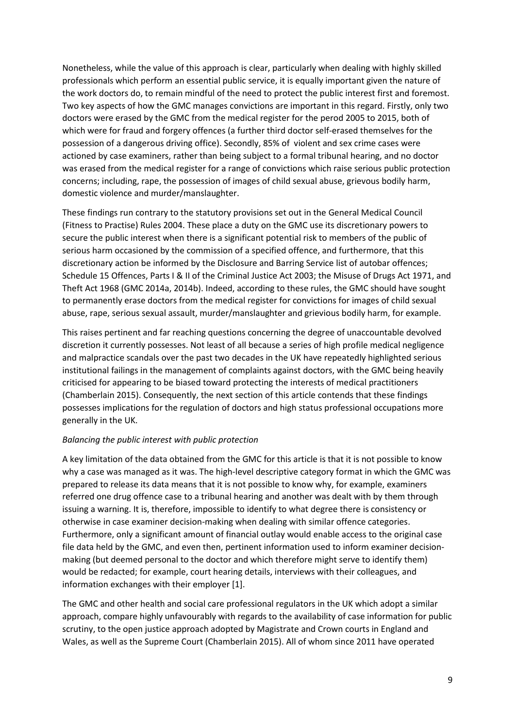Nonetheless, while the value of this approach is clear, particularly when dealing with highly skilled professionals which perform an essential public service, it is equally important given the nature of the work doctors do, to remain mindful of the need to protect the public interest first and foremost. Two key aspects of how the GMC manages convictions are important in this regard. Firstly, only two doctors were erased by the GMC from the medical register for the perod 2005 to 2015, both of which were for fraud and forgery offences (a further third doctor self-erased themselves for the possession of a dangerous driving office). Secondly, 85% of violent and sex crime cases were actioned by case examiners, rather than being subject to a formal tribunal hearing, and no doctor was erased from the medical register for a range of convictions which raise serious public protection concerns; including, rape, the possession of images of child sexual abuse, grievous bodily harm, domestic violence and murder/manslaughter.

These findings run contrary to the statutory provisions set out in the General Medical Council (Fitness to Practise) Rules 2004. These place a duty on the GMC use its discretionary powers to secure the public interest when there is a significant potential risk to members of the public of serious harm occasioned by the commission of a specified offence, and furthermore, that this discretionary action be informed by the Disclosure and Barring Service list of autobar offences; Schedule 15 Offences, Parts I & II of the Criminal Justice Act 2003; the Misuse of Drugs Act 1971, and Theft Act 1968 (GMC 2014a, 2014b). Indeed, according to these rules, the GMC should have sought to permanently erase doctors from the medical register for convictions for images of child sexual abuse, rape, serious sexual assault, murder/manslaughter and grievious bodily harm, for example.

This raises pertinent and far reaching questions concerning the degree of unaccountable devolved discretion it currently possesses. Not least of all because a series of high profile medical negligence and malpractice scandals over the past two decades in the UK have repeatedly highlighted serious institutional failings in the management of complaints against doctors, with the GMC being heavily criticised for appearing to be biased toward protecting the interests of medical practitioners (Chamberlain 2015). Consequently, the next section of this article contends that these findings possesses implications for the regulation of doctors and high status professional occupations more generally in the UK.

*Balancing the public interest with public protection*

A key limitation of the data obtained from the GMC for this article is that it is not possible to know why a case was managed as it was. The high-level descriptive category format in which the GMC was prepared to release its data means that it is not possible to know why, for example, examiners referred one drug offence case to a tribunal hearing and another was dealt with by them through issuing a warning. It is, therefore, impossible to identify to what degree there is consistency or otherwise in case examiner decision-making when dealing with similar offence categories. Furthermore, only a significant amount of financial outlay would enable access to the original case file data held by the GMC, and even then, pertinent information used to inform examiner decision-making (but deemed personal to the doctor and which therefore might serve to identify them) would be redacted; for example, court hearing details, interviews with their colleagues, and information exchanges with their employer [1].

The GMC and other health and social care professional regulators in the UK which adopt a similar approach, compare highly unfavourably with regards to the availability of case information for public scrutiny, to the open justice approach adopted by Magistrate and Crown courts in England and Wales, as well as the Supreme Court (Chamberlain 2015). All of whom since 2011 have operated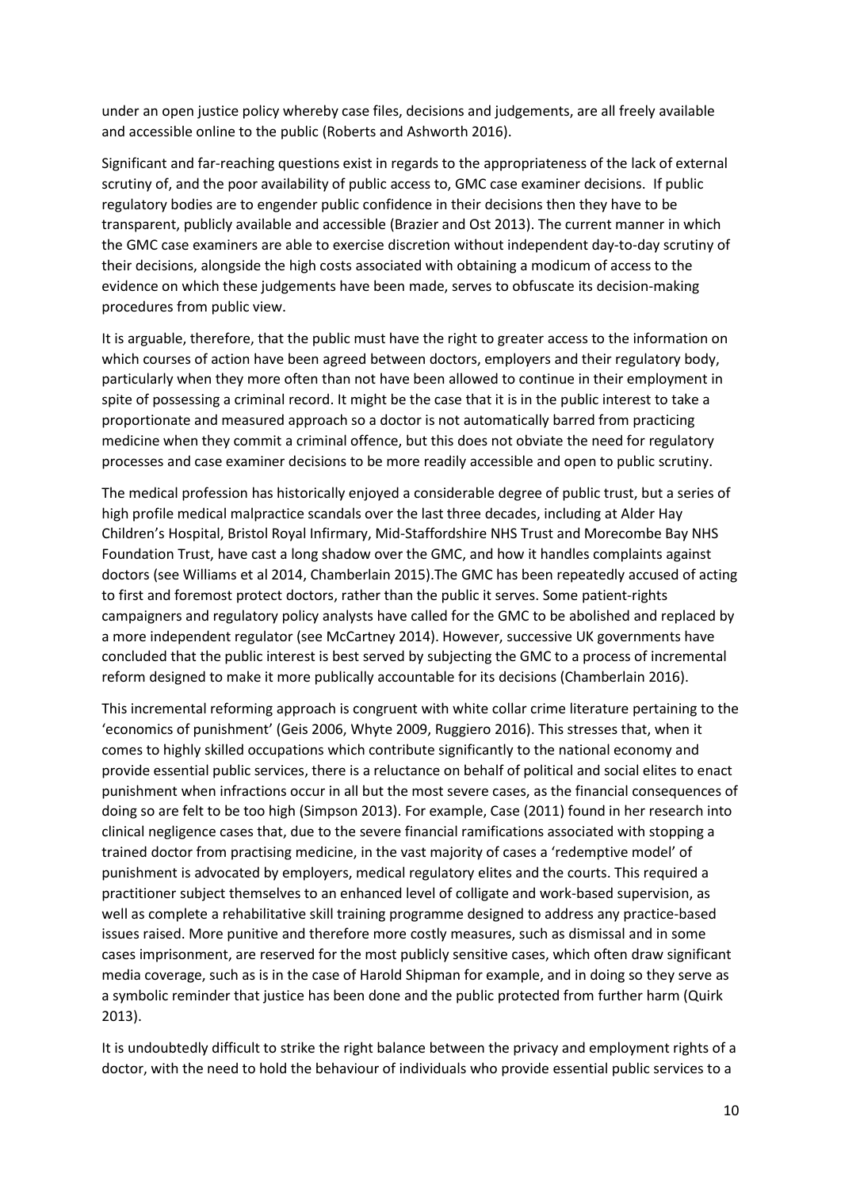under an open justice policy whereby case files, decisions and judgements, are all freely available and accessible online to the public (Roberts and Ashworth 2016).

Significant and far-reaching questions exist in regards to the appropriateness of the lack of external scrutiny of, and the poor availability of public access to, GMC case examiner decisions. If public regulatory bodies are to engender public confidence in their decisions then they have to be transparent, publicly available and accessible (Brazier and Ost 2013). The current manner in which the GMC case examiners are able to exercise discretion without independent day-to-day scrutiny of their decisions, alongside the high costs associated with obtaining a modicum of access to the evidence on which these judgements have been made, serves to obfuscate its decision-making procedures from public view.

It is arguable, therefore, that the public must have the right to greater access to the information on which courses of action have been agreed between doctors, employers and their regulatory body, particularly when they more often than not have been allowed to continue in their employment in spite of possessing a criminal record. It might be the case that it is in the public interest to take a proportionate and measured approach so a doctor is not automatically barred from practicing medicine when they commit a criminal offence, but this does not obviate the need for regulatory processes and case examiner decisions to be more readily accessible and open to public scrutiny.

The medical profession has historically enjoyed a considerable degree of public trust, but a series of high profile medical malpractice scandals over the last three decades, including at Alder Hay Children's Hospital, Bristol Royal Infirmary, Mid-Staffordshire NHS Trust and Morecombe Bay NHS Foundation Trust, have cast a long shadow over the GMC, and how it handles complaints against doctors (see Williams et al 2014, Chamberlain 2015).The GMC has been repeatedly accused of acting to first and foremost protect doctors, rather than the public it serves. Some patient-rights campaigners and regulatory policy analysts have called for the GMC to be abolished and replaced by a more independent regulator (see McCartney 2014). However, successive UK governments have concluded that the public interest is best served by subjecting the GMC to a process of incremental reform designed to make it more publically accountable for its decisions (Chamberlain 2016).

This incremental reforming approach is congruent with white collar crime literature pertaining to the 'economics of punishment' (Geis 2006, Whyte 2009, Ruggiero 2016). This stresses that, when it comes to highly skilled occupations which contribute significantly to the national economy and provide essential public services, there is a reluctance on behalf of political and social elites to enact punishment when infractions occur in all but the most severe cases, as the financial consequences of doing so are felt to be too high (Simpson 2013). For example, Case (2011) found in her research into clinical negligence cases that, due to the severe financial ramifications associated with stopping a trained doctor from practising medicine, in the vast majority of cases a 'redemptive model' of punishment is advocated by employers, medical regulatory elites and the courts. This required a practitioner subject themselves to an enhanced level of colligate and work-based supervision, as well as complete a rehabilitative skill training programme designed to address any practice-based issues raised. More punitive and therefore more costly measures, such as dismissal and in some cases imprisonment, are reserved for the most publicly sensitive cases, which often draw significant media coverage, such as is in the case of Harold Shipman for example, and in doing so they serve as a symbolic reminder that justice has been done and the public protected from further harm (Quirk 2013).

It is undoubtedly difficult to strike the right balance between the privacy and employment rights of a doctor, with the need to hold the behaviour of individuals who provide essential public services to a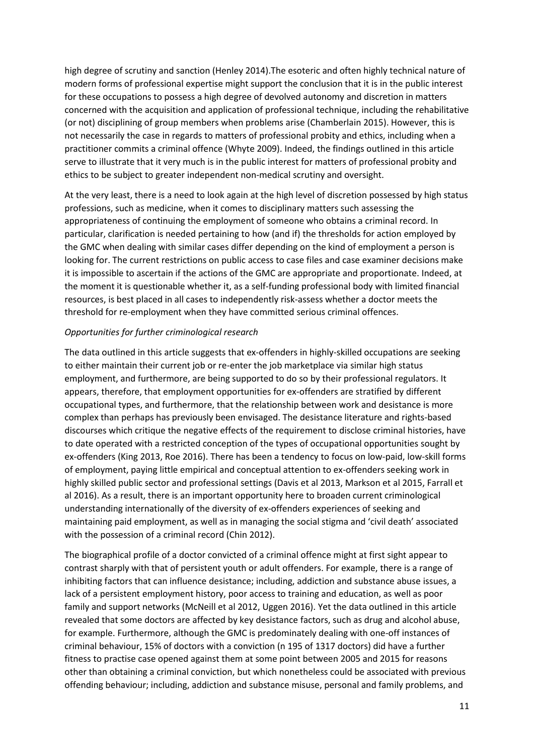high degree of scrutiny and sanction (Henley 2014).The esoteric and often highly technical nature of modern forms of professional expertise might support the conclusion that it is in the public interest for these occupations to possess a high degree of devolved autonomy and discretion in matters concerned with the acquisition and application of professional technique, including the rehabilitative (or not) disciplining of group members when problems arise (Chamberlain 2015). However, this is not necessarily the case in regards to matters of professional probity and ethics, including when a practitioner commits a criminal offence (Whyte 2009). Indeed, the findings outlined in this article serve to illustrate that it very much is in the public interest for matters of professional probity and ethics to be subject to greater independent non-medical scrutiny and oversight.

At the very least, there is a need to look again at the high level of discretion possessed by high status professions, such as medicine, when it comes to disciplinary matters such assessing the appropriateness of continuing the employment of someone who obtains a criminal record. In particular, clarification is needed pertaining to how (and if) the thresholds for action employed by the GMC when dealing with similar cases differ depending on the kind of employment a person is looking for. The current restrictions on public access to case files and case examiner decisions make it is impossible to ascertain if the actions of the GMC are appropriate and proportionate. Indeed, at the moment it is questionable whether it, as a self-funding professional body with limited financial resources, is best placed in all cases to independently risk-assess whether a doctor meets the threshold for re-employment when they have committed serious criminal offences.

*Opportunities for further criminological research*

The data outlined in this article suggests that ex-offenders in highly-skilled occupations are seeking to either maintain their current job or re-enter the job marketplace via similar high status employment, and furthermore, are being supported to do so by their professional regulators. It appears, therefore, that employment opportunities for ex-offenders are stratified by different occupational types, and furthermore, that the relationship between work and desistance is more complex than perhaps has previously been envisaged. The desistance literature and rights-based discourses which critique the negative effects of the requirement to disclose criminal histories, have to date operated with a restricted conception of the types of occupational opportunities sought by ex-offenders (King 2013, Roe 2016). There has been a tendency to focus on low-paid, low-skill forms of employment, paying little empirical and conceptual attention to ex-offenders seeking work in highly skilled public sector and professional settings (Davis et al 2013, Markson et al 2015, Farrall et al 2016). As a result, there is an important opportunity here to broaden current criminological understanding internationally of the diversity of ex-offenders experiences of seeking and maintaining paid employment, as well as in managing the social stigma and 'civil death' associated with the possession of a criminal record (Chin 2012).

The biographical profile of a doctor convicted of a criminal offence might at first sight appear to contrast sharply with that of persistent youth or adult offenders. For example, there is a range of inhibiting factors that can influence desistance; including, addiction and substance abuse issues, a lack of a persistent employment history, poor access to training and education, as well as poor family and support networks (McNeill et al 2012, Uggen 2016). Yet the data outlined in this article revealed that some doctors are affected by key desistance factors, such as drug and alcohol abuse, for example. Furthermore, although the GMC is predominately dealing with one-off instances of criminal behaviour, 15% of doctors with a conviction (n 195 of 1317 doctors) did have a further fitness to practise case opened against them at some point between 2005 and 2015 for reasons other than obtaining a criminal conviction, but which nonetheless could be associated with previous offending behaviour; including, addiction and substance misuse, personal and family problems, and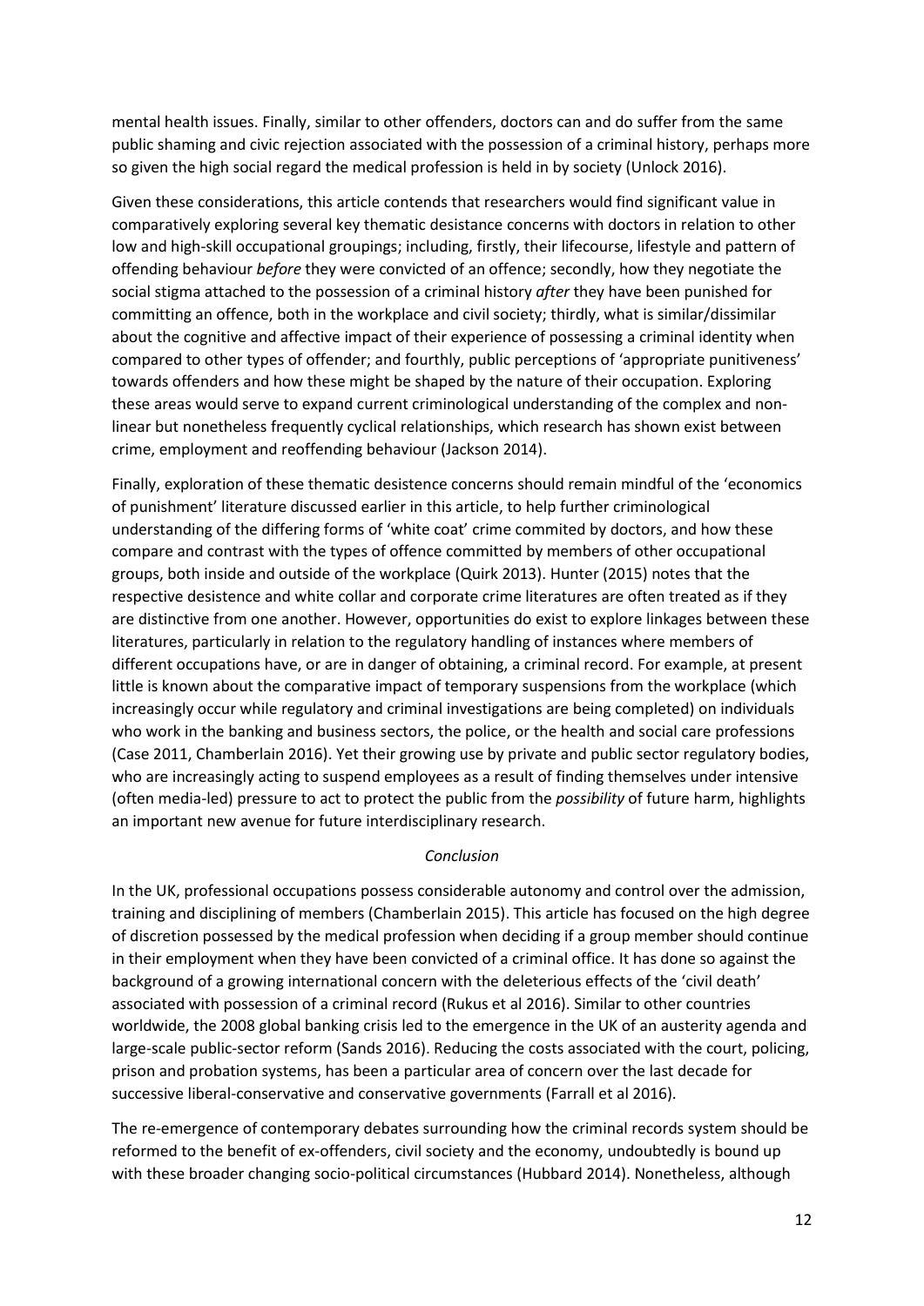mental health issues. Finally, similar to other offenders, doctors can and do suffer from the same public shaming and civic rejection associated with the possession of a criminal history, perhaps more so given the high social regard the medical profession is held in by society (Unlock 2016).

Given these considerations, this article contends that researchers would find significant value in comparatively exploring several key thematic desistance concerns with doctors in relation to other low and high-skill occupational groupings; including, firstly, their lifecourse, lifestyle and pattern of offending behaviour *before* they were convicted of an offence; secondly, how they negotiate the social stigma attached to the possession of a criminal history *after* they have been punished for committing an offence, both in the workplace and civil society; thirdly, what is similar/dissimilar about the cognitive and affective impact of their experience of possessing a criminal identity when compared to other types of offender; and fourthly, public perceptions of 'appropriate punitiveness' towards offenders and how these might be shaped by the nature of their occupation. Exploring these areas would serve to expand current criminological understanding of the complex and non-linear but nonetheless frequently cyclical relationships, which research has shown exist between crime, employment and reoffending behaviour (Jackson 2014).

Finally, exploration of these thematic desistence concerns should remain mindful of the 'economics of punishment' literature discussed earlier in this article, to help further criminological understanding of the differing forms of 'white coat' crime commited by doctors, and how these compare and contrast with the types of offence committed by members of other occupational groups, both inside and outside of the workplace (Quirk 2013). Hunter (2015) notes that the respective desistence and white collar and corporate crime literatures are often treated as if they are distinctive from one another. However, opportunities do exist to explore linkages between these literatures, particularly in relation to the regulatory handling of instances where members of different occupations have, or are in danger of obtaining, a criminal record. For example, at present little is known about the comparative impact of temporary suspensions from the workplace (which increasingly occur while regulatory and criminal investigations are being completed) on individuals who work in the banking and business sectors, the police, or the health and social care professions (Case 2011, Chamberlain 2016). Yet their growing use by private and public sector regulatory bodies, who are increasingly acting to suspend employees as a result of finding themselves under intensive (often media-led) pressure to act to protect the public from the *possibility* of future harm, highlights an important new avenue for future interdisciplinary research.

## *Conclusion*

In the UK, professional occupations possess considerable autonomy and control over the admission, training and disciplining of members (Chamberlain 2015). This article has focused on the high degree of discretion possessed by the medical profession when deciding if a group member should continue in their employment when they have been convicted of a criminal office. It has done so against the background of a growing international concern with the deleterious effects of the 'civil death' associated with possession of a criminal record (Rukus et al 2016). Similar to other countries worldwide, the 2008 global banking crisis led to the emergence in the UK of an austerity agenda and large-scale public-sector reform (Sands 2016). Reducing the costs associated with the court, policing, prison and probation systems, has been a particular area of concern over the last decade for successive liberal-conservative and conservative governments (Farrall et al 2016).

The re-emergence of contemporary debates surrounding how the criminal records system should be reformed to the benefit of ex-offenders, civil society and the economy, undoubtedly is bound up with these broader changing socio-political circumstances (Hubbard 2014). Nonetheless, although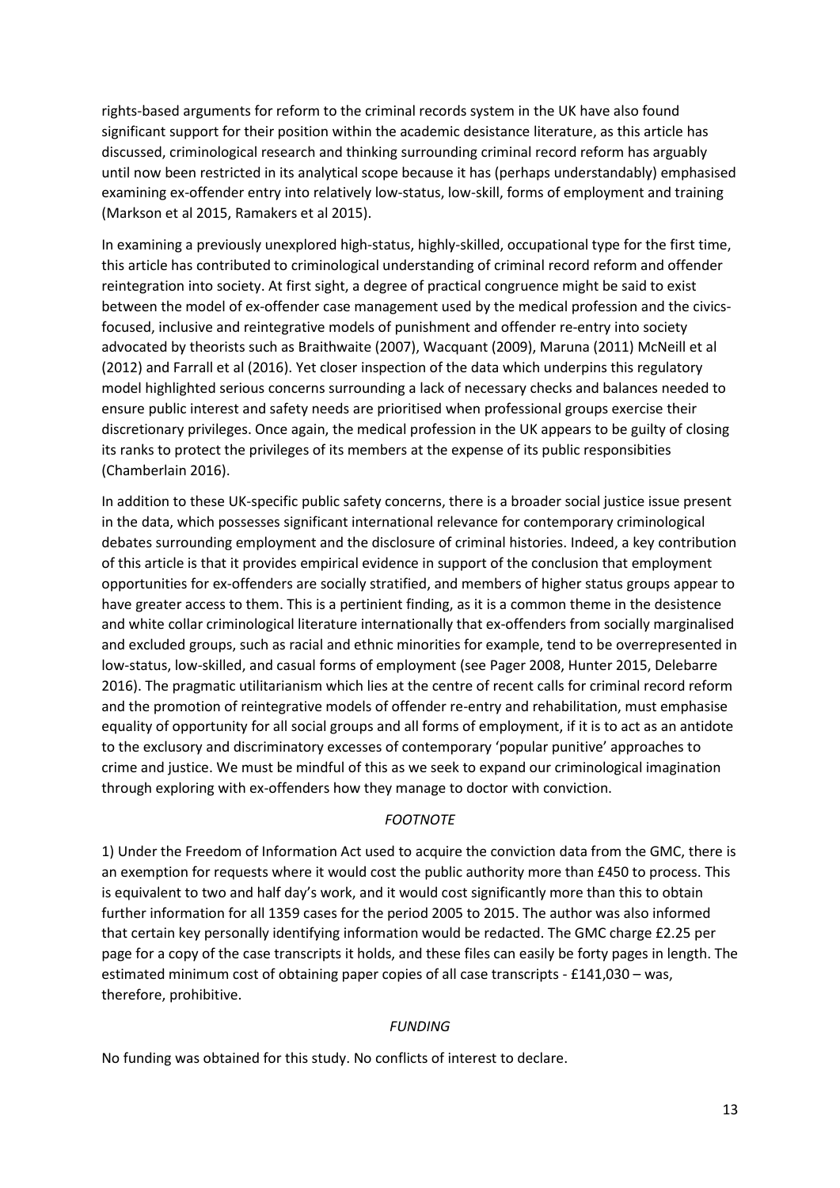rights-based arguments for reform to the criminal records system in the UK have also found significant support for their position within the academic desistance literature, as this article has discussed, criminological research and thinking surrounding criminal record reform has arguably until now been restricted in its analytical scope because it has (perhaps understandably) emphasised examining ex-offender entry into relatively low-status, low-skill, forms of employment and training (Markson et al 2015, Ramakers et al 2015).

In examining a previously unexplored high-status, highly-skilled, occupational type for the first time, this article has contributed to criminological understanding of criminal record reform and offender reintegration into society. At first sight, a degree of practical congruence might be said to exist between the model of ex-offender case management used by the medical profession and the civics-focused, inclusive and reintegrative models of punishment and offender re-entry into society advocated by theorists such as Braithwaite (2007), Wacquant (2009), Maruna (2011) McNeill et al (2012) and Farrall et al (2016). Yet closer inspection of the data which underpins this regulatory model highlighted serious concerns surrounding a lack of necessary checks and balances needed to ensure public interest and safety needs are prioritised when professional groups exercise their discretionary privileges. Once again, the medical profession in the UK appears to be guilty of closing its ranks to protect the privileges of its members at the expense of its public responsibities (Chamberlain 2016).

In addition to these UK-specific public safety concerns, there is a broader social justice issue present in the data, which possesses significant international relevance for contemporary criminological debates surrounding employment and the disclosure of criminal histories. Indeed, a key contribution of this article is that it provides empirical evidence in support of the conclusion that employment opportunities for ex-offenders are socially stratified, and members of higher status groups appear to have greater access to them. This is a pertinient finding, as it is a common theme in the desistence and white collar criminological literature internationally that ex-offenders from socially marginalised and excluded groups, such as racial and ethnic minorities for example, tend to be overrepresented in low-status, low-skilled, and casual forms of employment (see Pager 2008, Hunter 2015, Delebarre 2016). The pragmatic utilitarianism which lies at the centre of recent calls for criminal record reform and the promotion of reintegrative models of offender re-entry and rehabilitation, must emphasise equality of opportunity for all social groups and all forms of employment, if it is to act as an antidote to the exclusory and discriminatory excesses of contemporary 'popular punitive' approaches to crime and justice. We must be mindful of this as we seek to expand our criminological imagination through exploring with ex-offenders how they manage to doctor with conviction.

*FOOTNOTE*

1) Under the Freedom of Information Act used to acquire the conviction data from the GMC, there is an exemption for requests where it would cost the public authority more than £450 to process. This is equivalent to two and half day's work, and it would cost significantly more than this to obtain further information for all 1359 cases for the period 2005 to 2015. The author was also informed that certain key personally identifying information would be redacted. The GMC charge £2.25 per page for a copy of the case transcripts it holds, and these files can easily be forty pages in length. The estimated minimum cost of obtaining paper copies of all case transcripts - £141,030 – was, therefore, prohibitive.

*FUNDING*

No funding was obtained for this study. No conflicts of interest to declare.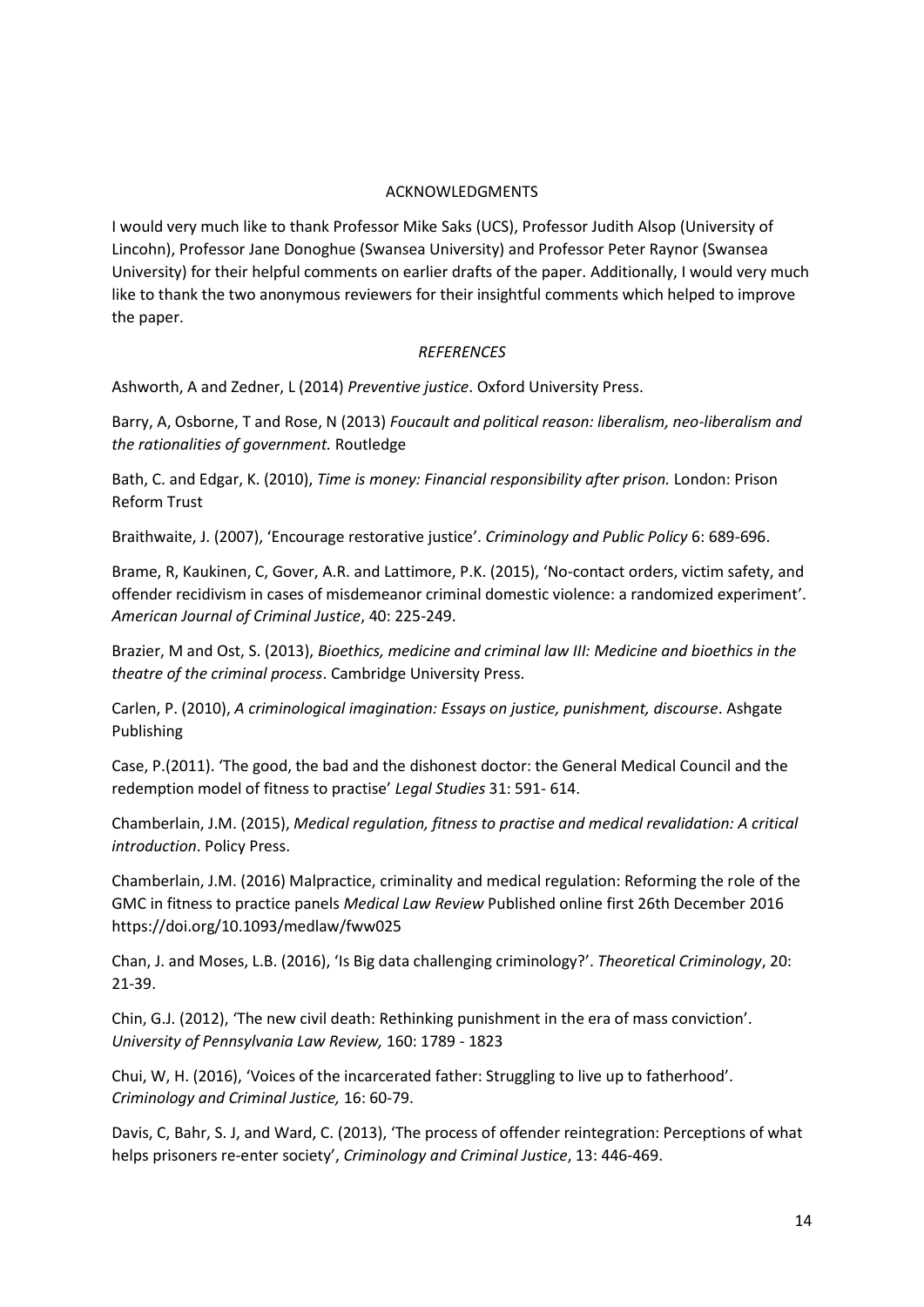## ACKNOWLEDGMENTS

I would very much like to thank Professor Mike Saks (UCS), Professor Judith Alsop (University of Lincohn), Professor Jane Donoghue (Swansea University) and Professor Peter Raynor (Swansea University) for their helpful comments on earlier drafts of the paper. Additionally, I would very much like to thank the two anonymous reviewers for their insightful comments which helped to improve the paper.

## *REFERENCES*

Ashworth, A and Zedner, L (2014) *Preventive justice*. Oxford University Press.

Barry, A, Osborne, T and Rose, N (2013) *Foucault and political reason: liberalism, neo-liberalism and the rationalities of government.* Routledge

Bath, C. and Edgar, K. (2010), *Time is money: Financial responsibility after prison.* London: Prison Reform Trust

Braithwaite, J. (2007), 'Encourage restorative justice'. *Criminology and Public Policy* 6: 689-696.

Brame, R, Kaukinen, C, Gover, A.R. and Lattimore, P.K. (2015), 'No-contact orders, victim safety, and offender recidivism in cases of misdemeanor criminal domestic violence: a randomized experiment'. *American Journal of Criminal Justice*, 40: 225-249.

Brazier, M and Ost, S. (2013), *Bioethics, medicine and criminal law III: Medicine and bioethics in the theatre of the criminal process*. Cambridge University Press.

Carlen, P. (2010), *A criminological imagination: Essays on justice, punishment, discourse*. Ashgate Publishing

Case, P.(2011). 'The good, the bad and the dishonest doctor: the General Medical Council and the redemption model of fitness to practise' *Legal Studies* 31: 591- 614.

Chamberlain, J.M. (2015), *Medical regulation, fitness to practise and medical revalidation: A critical introduction*. Policy Press.

Chamberlain, J.M. (2016) Malpractice, criminality and medical regulation: Reforming the role of the GMC in fitness to practice panels *Medical Law Review* Published online first 26th December 2016 https://doi.org/10.1093/medlaw/fww025

Chan, J. and Moses, L.B. (2016), 'Is Big data challenging criminology?'. *Theoretical Criminology*, 20: 21-39.

Chin, G.J. (2012), 'The new civil death: Rethinking punishment in the era of mass conviction'. *University of Pennsylvania Law Review,* 160: 1789 - 1823

Chui, W, H. (2016), 'Voices of the incarcerated father: Struggling to live up to fatherhood'. *Criminology and Criminal Justice,* 16: 60-79.

Davis, C, Bahr, S. J, and Ward, C. (2013), 'The process of offender reintegration: Perceptions of what helps prisoners re-enter society', *Criminology and Criminal Justice*, 13: 446-469.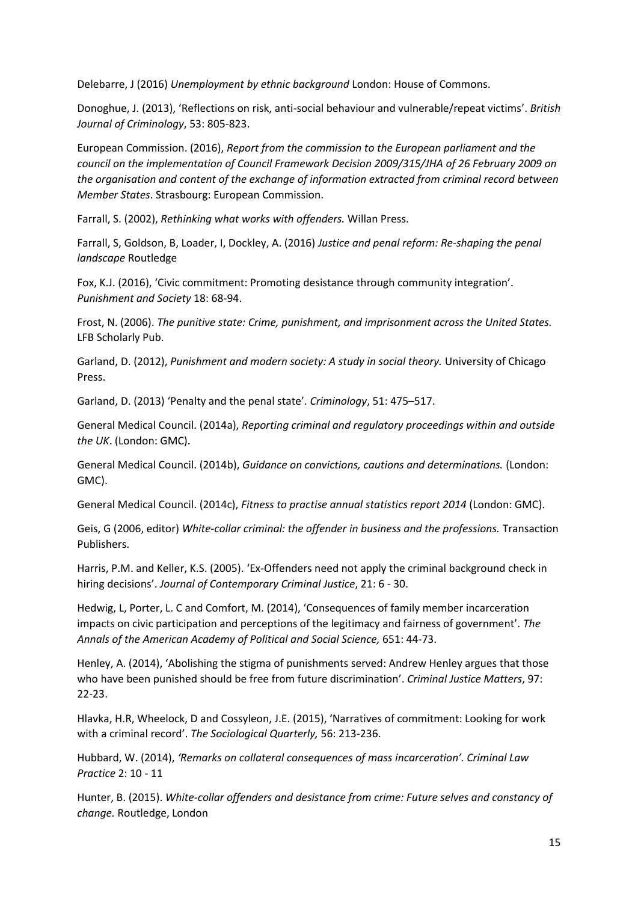Delebarre, J (2016) *Unemployment by ethnic background* London: House of Commons.

Donoghue, J. (2013), 'Reflections on risk, anti-social behaviour and vulnerable/repeat victims'. *British Journal of Criminology*, 53: 805-823.

European Commission. (2016), *Report from the commission to the European parliament and the council on the implementation of Council Framework Decision 2009/315/JHA of 26 February 2009 on the organisation and content of the exchange of information extracted from criminal record between Member States*. Strasbourg: European Commission.

Farrall, S. (2002), *Rethinking what works with offenders.* Willan Press.

Farrall, S, Goldson, B, Loader, I, Dockley, A. (2016) *Justice and penal reform: Re-shaping the penal landscape* Routledge

Fox, K.J. (2016), 'Civic commitment: Promoting desistance through community integration'. *Punishment and Society* 18: 68-94.

Frost, N. (2006). *The punitive state: Crime, punishment, and imprisonment across the United States.* LFB Scholarly Pub.

Garland, D. (2012), *Punishment and modern society: A study in social theory.* University of Chicago Press.

Garland, D. (2013) 'Penalty and the penal state'. *Criminology*, 51: 475–517.

General Medical Council. (2014a), *Reporting criminal and regulatory proceedings within and outside the UK*. (London: GMC).

General Medical Council. (2014b), *Guidance on convictions, cautions and determinations.* (London: GMC).

General Medical Council. (2014c), *Fitness to practise annual statistics report 2014* (London: GMC).

Geis, G (2006, editor) *White-collar criminal: the offender in business and the professions.* Transaction Publishers.

Harris, P.M. and Keller, K.S. (2005). 'Ex-Offenders need not apply the criminal background check in hiring decisions'. *Journal of Contemporary Criminal Justice*, 21: 6 - 30.

Hedwig, L, Porter, L. C and Comfort, M. (2014), 'Consequences of family member incarceration impacts on civic participation and perceptions of the legitimacy and fairness of government'. *The Annals of the American Academy of Political and Social Science,* 651: 44-73.

Henley, A. (2014), 'Abolishing the stigma of punishments served: Andrew Henley argues that those who have been punished should be free from future discrimination'. *Criminal Justice Matters*, 97: 22-23.

Hlavka, H.R, Wheelock, D and Cossyleon, J.E. (2015), 'Narratives of commitment: Looking for work with a criminal record'. *The Sociological Quarterly,* 56: 213-236.

Hubbard, W. (2014), *'Remarks on collateral consequences of mass incarceration'. Criminal Law Practice* 2: 10 - 11

Hunter, B. (2015). *White-collar offenders and desistance from crime: Future selves and constancy of change.* Routledge, London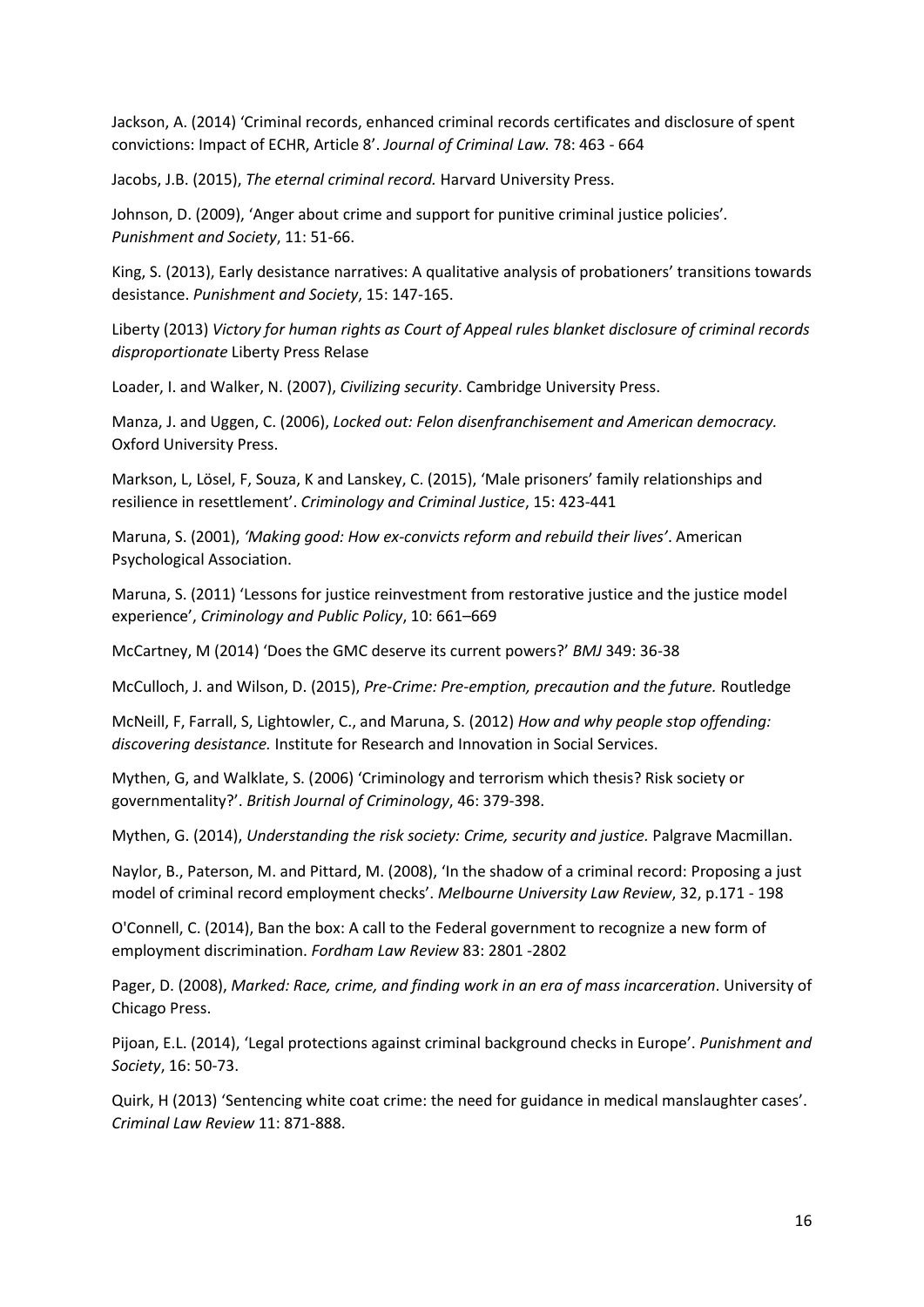Jackson, A. (2014) 'Criminal records, enhanced criminal records certificates and disclosure of spent convictions: Impact of ECHR, Article 8'. *Journal of Criminal Law.* 78: 463 - 664

Jacobs, J.B. (2015), *The eternal criminal record.* Harvard University Press.

Johnson, D. (2009), 'Anger about crime and support for punitive criminal justice policies'. *Punishment and Society*, 11: 51-66.

King, S. (2013), Early desistance narratives: A qualitative analysis of probationers' transitions towards desistance. *Punishment and Society*, 15: 147-165.

Liberty (2013) *Victory for human rights as Court of Appeal rules blanket disclosure of criminal records disproportionate* Liberty Press Relase

Loader, I. and Walker, N. (2007), *Civilizing security*. Cambridge University Press.

Manza, J. and Uggen, C. (2006), *Locked out: Felon disenfranchisement and American democracy.* Oxford University Press.

Markson, L, Lösel, F, Souza, K and Lanskey, C. (2015), 'Male prisoners' family relationships and resilience in resettlement'. *Criminology and Criminal Justice*, 15: 423-441

Maruna, S. (2001), *'Making good: How ex-convicts reform and rebuild their lives'*. American Psychological Association.

Maruna, S. (2011) 'Lessons for justice reinvestment from restorative justice and the justice model experience', *Criminology and Public Policy*, 10: 661–669

McCartney, M (2014) 'Does the GMC deserve its current powers?' *BMJ* 349: 36-38

McCulloch, J. and Wilson, D. (2015), *Pre-Crime: Pre-emption, precaution and the future.* Routledge

McNeill, F, Farrall, S, Lightowler, C., and Maruna, S. (2012) *How and why people stop offending: discovering desistance.* Institute for Research and Innovation in Social Services.

Mythen, G, and Walklate, S. (2006) 'Criminology and terrorism which thesis? Risk society or governmentality?'. *British Journal of Criminology*, 46: 379-398.

Mythen, G. (2014), *Understanding the risk society: Crime, security and justice.* Palgrave Macmillan.

Naylor, B., Paterson, M. and Pittard, M. (2008), 'In the shadow of a criminal record: Proposing a just model of criminal record employment checks'. *Melbourne University Law Review*, 32, p.171 - 198

O'Connell, C. (2014), Ban the box: A call to the Federal government to recognize a new form of employment discrimination. *Fordham Law Review* 83: 2801 -2802

Pager, D. (2008), *Marked: Race, crime, and finding work in an era of mass incarceration*. University of Chicago Press.

Pijoan, E.L. (2014), 'Legal protections against criminal background checks in Europe'. *Punishment and Society*, 16: 50-73.

Quirk, H (2013) 'Sentencing white coat crime: the need for guidance in medical manslaughter cases'. *Criminal Law Review* 11: 871-888.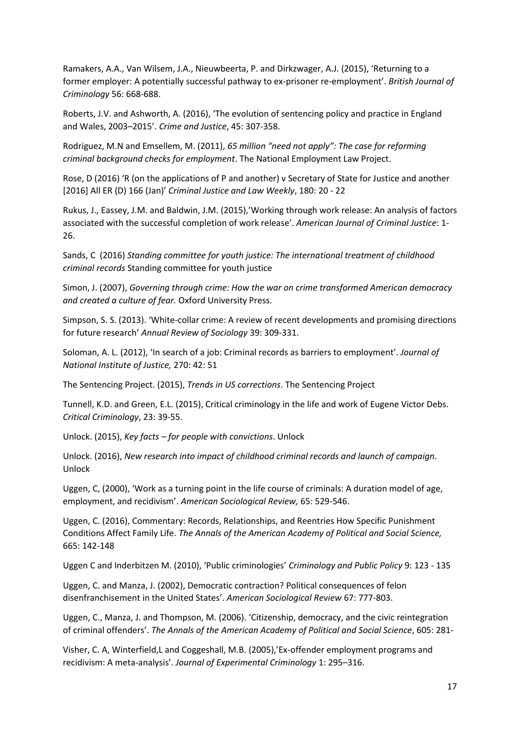Ramakers, A.A., Van Wilsem, J.A., Nieuwbeerta, P. and Dirkzwager, A.J. (2015), 'Returning to a former employer: A potentially successful pathway to ex-prisoner re-employment'. *British Journal of Criminology* 56: 668-688.

Roberts, J.V. and Ashworth, A. (2016), 'The evolution of sentencing policy and practice in England and Wales, 2003–2015'. *Crime and Justice*, 45: 307-358.

Rodriguez, M.N and Emsellem, M. (2011), *65 million "need not apply": The case for reforming criminal background checks for employment*. The National Employment Law Project.

Rose, D (2016) 'R (on the applications of P and another) v Secretary of State for Justice and another [2016] All ER (D) 166 (Jan)' *Criminal Justice and Law Weekly*, 180: 20 - 22

Rukus, J., Eassey, J.M. and Baldwin, J.M. (2015),'Working through work release: An analysis of factors associated with the successful completion of work release'. *American Journal of Criminal Justice*: 1-26.

Sands, C (2016) *Standing committee for youth justice: The international treatment of childhood criminal records* Standing committee for youth justice

Simon, J. (2007), *Governing through crime: How the war on crime transformed American democracy and created a culture of fear.* Oxford University Press.

Simpson, S. S. (2013). 'White-collar crime: A review of recent developments and promising directions for future research' *Annual Review of Sociology* 39: 309-331.

Soloman, A. L. (2012), 'In search of a job: Criminal records as barriers to employment'. *Journal of National Institute of Justice,* 270: 42: 51

The Sentencing Project. (2015), *Trends in US corrections*. The Sentencing Project

Tunnell, K.D. and Green, E.L. (2015), Critical criminology in the life and work of Eugene Victor Debs. *Critical Criminology*, 23: 39-55.

Unlock. (2015), *Key facts – for people with convictions*. Unlock

Unlock. (2016), *New research into impact of childhood criminal records and launch of campaign*. Unlock

Uggen, C, (2000), 'Work as a turning point in the life course of criminals: A duration model of age, employment, and recidivism'. *American Sociological Review,* 65: 529-546.

Uggen, C. (2016), Commentary: Records, Relationships, and Reentries How Specific Punishment Conditions Affect Family Life. *The Annals of the American Academy of Political and Social Science,* 665: 142-148

Uggen C and Inderbitzen M. (2010), 'Public criminologies' *Criminology and Public Policy* 9: 123 - 135

Uggen, C. and Manza, J. (2002), Democratic contraction? Political consequences of felon disenfranchisement in the United States'. *American Sociological Review* 67: 777-803.

Uggen, C., Manza, J. and Thompson, M. (2006). 'Citizenship, democracy, and the civic reintegration of criminal offenders'. *The Annals of the American Academy of Political and Social Science*, 605: 281-

Visher, C. A, Winterfield,L and Coggeshall, M.B. (2005),'Ex-offender employment programs and recidivism: A meta-analysis'. *Journal of Experimental Criminology* 1: 295–316.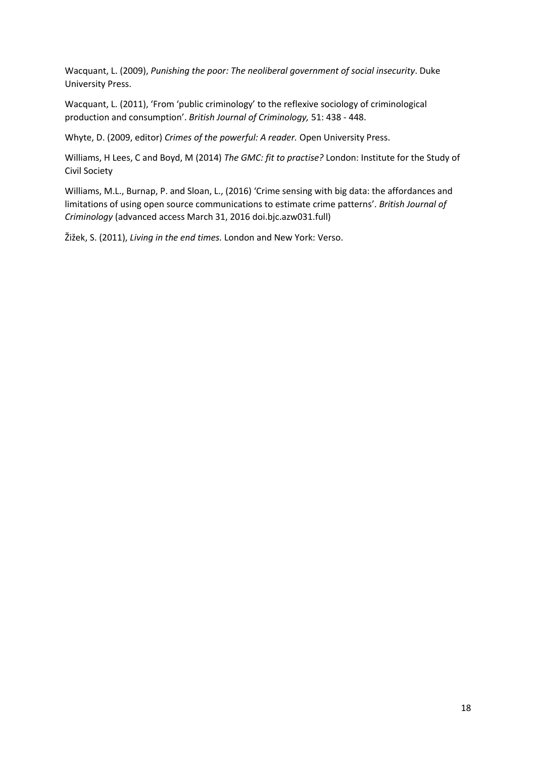Wacquant, L. (2009), *Punishing the poor: The neoliberal government of social insecurity*. Duke University Press.

Wacquant, L. (2011), 'From 'public criminology' to the reflexive sociology of criminological production and consumption'. *British Journal of Criminology,* 51: 438 - 448.

Whyte, D. (2009, editor) *Crimes of the powerful: A reader.* Open University Press.

Williams, H Lees, C and Boyd, M (2014) *The GMC: fit to practise?* London: Institute for the Study of Civil Society

Williams, M.L., Burnap, P. and Sloan, L., (2016) 'Crime sensing with big data: the affordances and limitations of using open source communications to estimate crime patterns'. *British Journal of Criminology* (advanced access March 31, 2016 doi.bjc.azw031.full)

Žižek, S. (2011), *Living in the end times.* London and New York: Verso.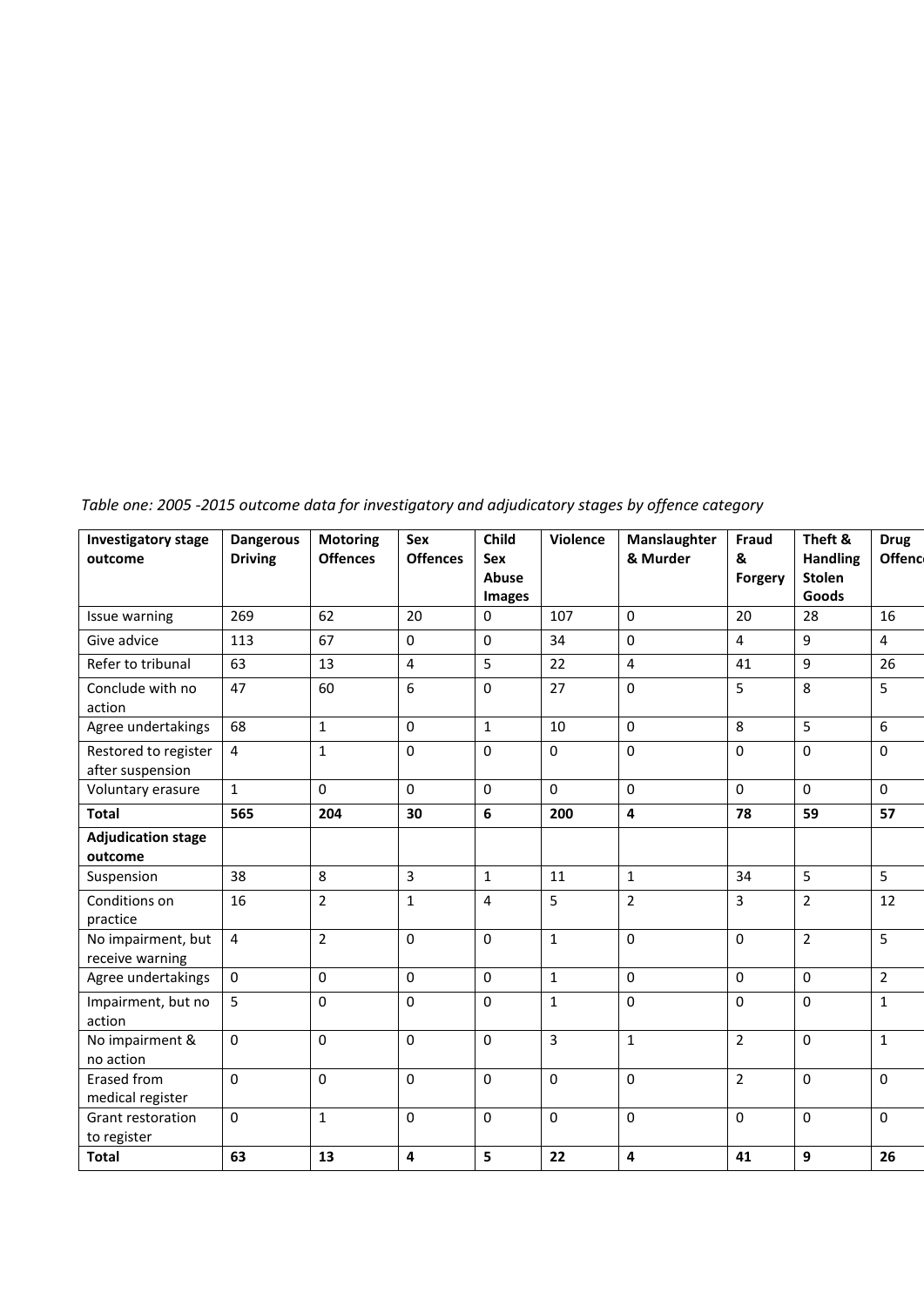*Table one: 2005 -2015 outcome data for investigatory and adjudicatory stages by offence category*

| Investigatory stage outcome | Dangerous Driving | Motoring Offences | Sex Offences | Child Sex Abuse Images | Violence | Manslaughter & Murder | Fraud & Forgery | Theft & Handling Stolen Goods | Drug Offenc |
|---|---|---|---|---|---|---|---|---|---|
| Issue warning | 269 | 62 | 20 | 0 | 107 | 0 | 20 | 28 | 16 |
| Give advice | 113 | 67 | 0 | 0 | 34 | 0 | 4 | 9 | 4 |
| Refer to tribunal | 63 | 13 | 4 | 5 | 22 | 4 | 41 | 9 | 26 |
| Conclude with no action | 47 | 60 | 6 | 0 | 27 | 0 | 5 | 8 | 5 |
| Agree undertakings | 68 | 1 | 0 | 1 | 10 | 0 | 8 | 5 | 6 |
| Restored to register after suspension | 4 | 1 | 0 | 0 | 0 | 0 | 0 | 0 | 0 |
| Voluntary erasure | 1 | 0 | 0 | 0 | 0 | 0 | 0 | 0 | 0 |
| **Total** | **565** | **204** | **30** | **6** | **200** | **4** | **78** | **59** | **57** |
| **Adjudication stage outcome** | | | | | | | | | |
| Suspension | 38 | 8 | 3 | 1 | 11 | 1 | 34 | 5 | 5 |
| Conditions on practice | 16 | 2 | 1 | 4 | 5 | 2 | 3 | 2 | 12 |
| No impairment, but receive warning | 4 | 2 | 0 | 0 | 1 | 0 | 0 | 2 | 5 |
| Agree undertakings | 0 | 0 | 0 | 0 | 1 | 0 | 0 | 0 | 2 |
| Impairment, but no action | 5 | 0 | 0 | 0 | 1 | 0 | 0 | 0 | 1 |
| No impairment & no action | 0 | 0 | 0 | 0 | 3 | 1 | 2 | 0 | 1 |
| Erased from medical register | 0 | 0 | 0 | 0 | 0 | 0 | 2 | 0 | 0 |
| Grant restoration to register | 0 | 1 | 0 | 0 | 0 | 0 | 0 | 0 | 0 |
| **Total** | **63** | **13** | **4** | **5** | **22** | **4** | **41** | **9** | **26** |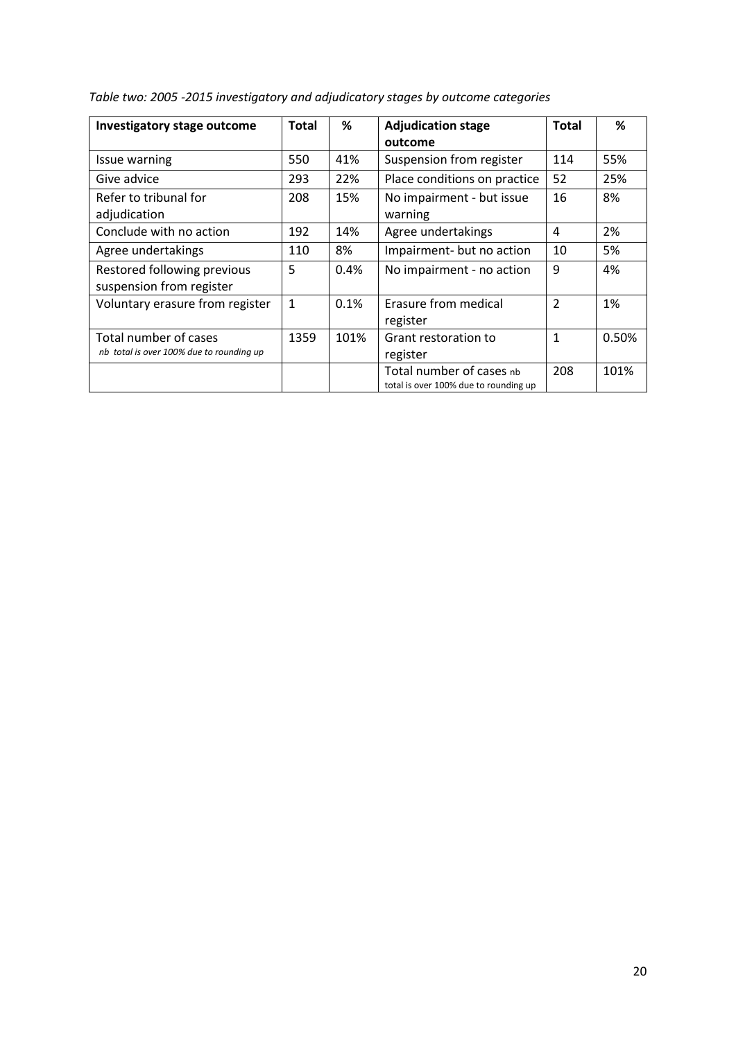*Table two: 2005 -2015 investigatory and adjudicatory stages by outcome categories*

| **Investigatory stage outcome** | **Total** | **%** | **Adjudication stage outcome** | **Total** | **%** |
|---|---|---|---|---|---|
| Issue warning | 550 | 41% | Suspension from register | 114 | 55% |
| Give advice | 293 | 22% | Place conditions on practice | 52 | 25% |
| Refer to tribunal for adjudication | 208 | 15% | No impairment - but issue warning | 16 | 8% |
| Conclude with no action | 192 | 14% | Agree undertakings | 4 | 2% |
| Agree undertakings | 110 | 8% | Impairment- but no action | 10 | 5% |
| Restored following previous suspension from register | 5 | 0.4% | No impairment - no action | 9 | 4% |
| Voluntary erasure from register | 1 | 0.1% | Erasure from medical register | 2 | 1% |
| Total number of cases *nb total is over 100% due to rounding up* | 1359 | 101% | Grant restoration to register | 1 | 0.50% |
| | | | Total number of cases nb total is over 100% due to rounding up | 208 | 101% |